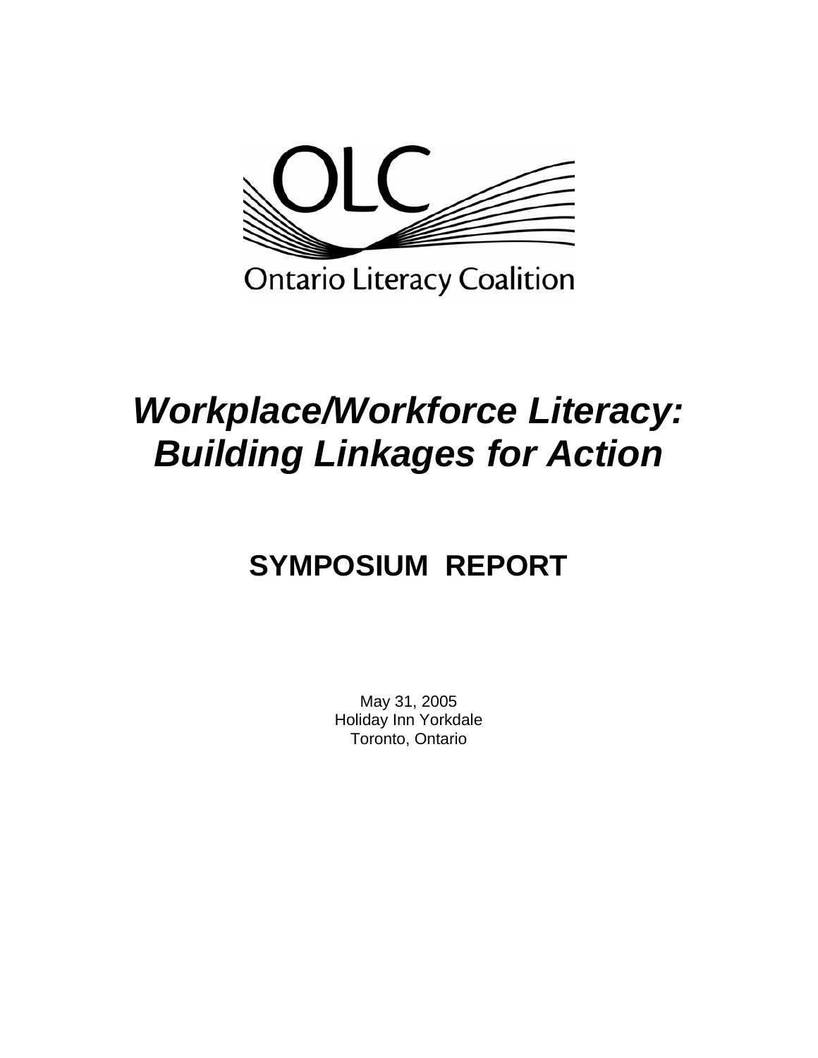OLC

Ontario Literacy Coalition

# *Workplace/Workforce Literacy: Building Linkages for Action*

## SYMPOSIUM REPORT

May 31, 2005
Holiday Inn Yorkdale
Toronto, Ontario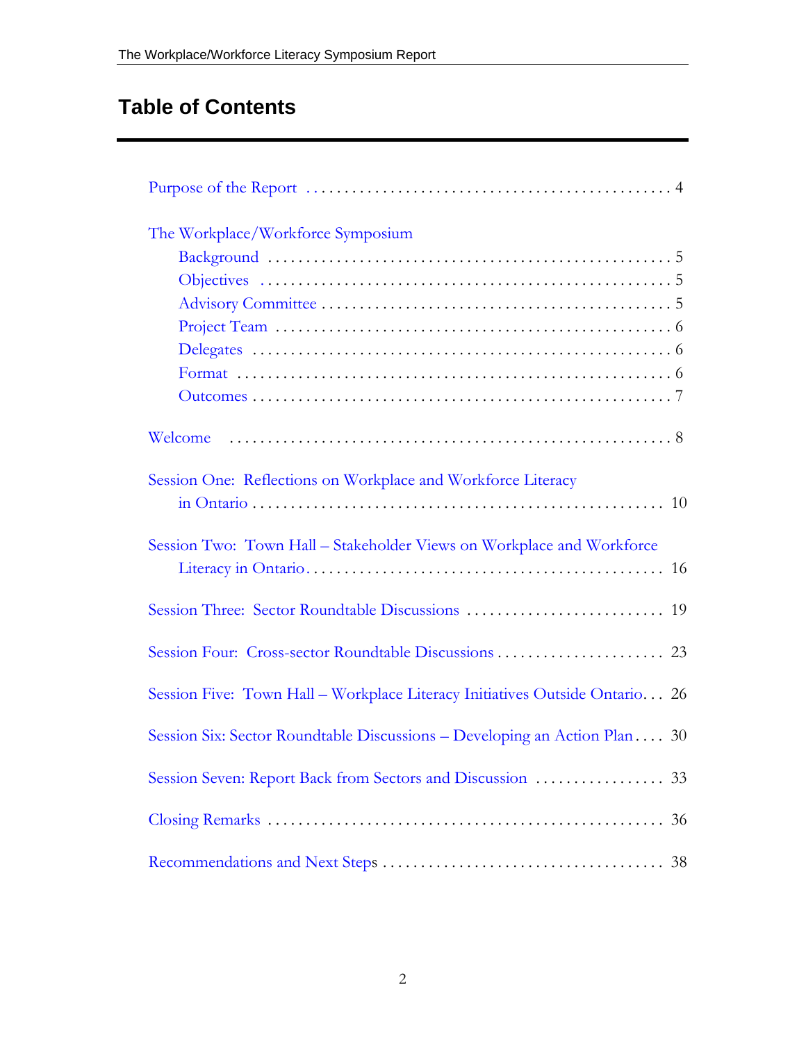# Table of Contents

- Purpose of the Report ... 4
- The Workplace/Workforce Symposium
  - Background ... 5
  - Objectives ... 5
  - Advisory Committee ... 5
  - Project Team ... 6
  - Delegates ... 6
  - Format ... 6
  - Outcomes ... 7
- Welcome ... 8
- Session One: Reflections on Workplace and Workforce Literacy in Ontario ... 10
- Session Two: Town Hall – Stakeholder Views on Workplace and Workforce Literacy in Ontario ... 16
- Session Three: Sector Roundtable Discussions ... 19
- Session Four: Cross-sector Roundtable Discussions ... 23
- Session Five: Town Hall – Workplace Literacy Initiatives Outside Ontario ... 26
- Session Six: Sector Roundtable Discussions – Developing an Action Plan ... 30
- Session Seven: Report Back from Sectors and Discussion ... 33
- Closing Remarks ... 36
- Recommendations and Next Steps ... 38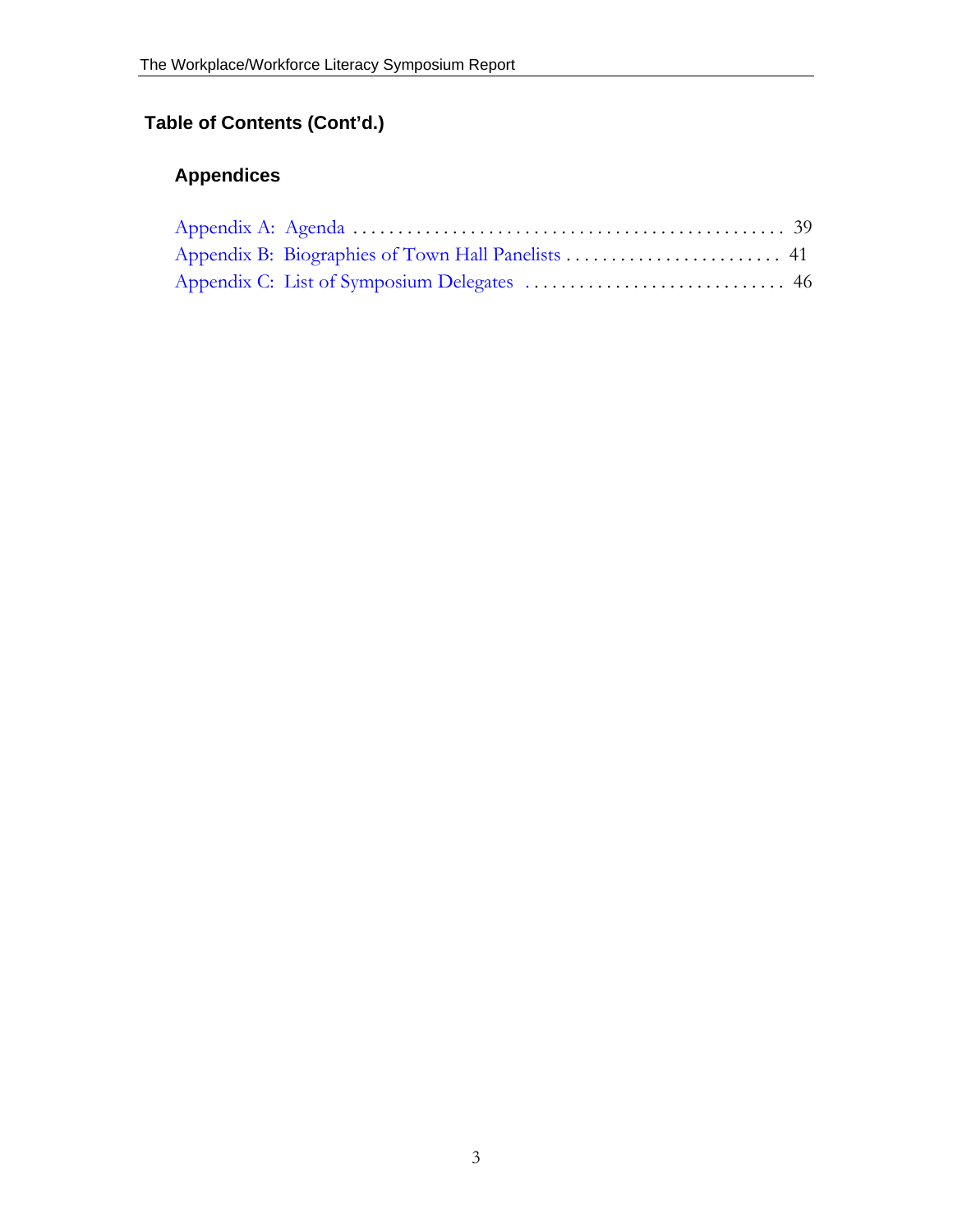## Table of Contents (Cont'd.)

### Appendices

Appendix A: Agenda . . . . . . . . . . . . . . . . . . . . . . . . . . . . . . . . . . . . . . . . . . . . . . 39
Appendix B: Biographies of Town Hall Panelists . . . . . . . . . . . . . . . . . . . . . . . . 41
Appendix C: List of Symposium Delegates . . . . . . . . . . . . . . . . . . . . . . . . . . . . . 46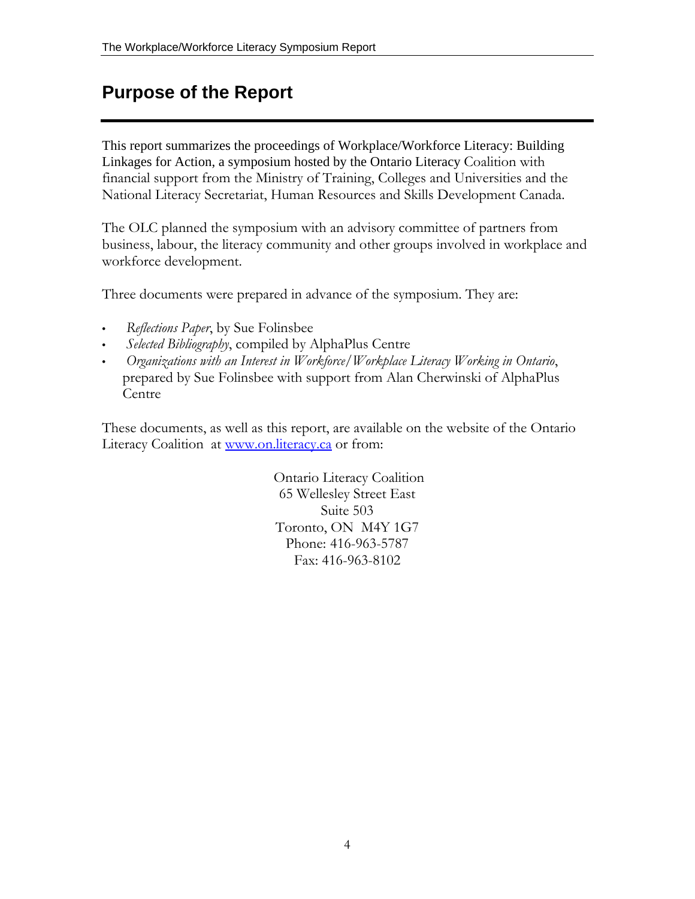# Purpose of the Report

This report summarizes the proceedings of Workplace/Workforce Literacy: Building Linkages for Action, a symposium hosted by the Ontario Literacy Coalition with financial support from the Ministry of Training, Colleges and Universities and the National Literacy Secretariat, Human Resources and Skills Development Canada.

The OLC planned the symposium with an advisory committee of partners from business, labour, the literacy community and other groups involved in workplace and workforce development.

Three documents were prepared in advance of the symposium. They are:

- *Reflections Paper*, by Sue Folinsbee
- *Selected Bibliography*, compiled by AlphaPlus Centre
- *Organizations with an Interest in Workforce/Workplace Literacy Working in Ontario*, prepared by Sue Folinsbee with support from Alan Cherwinski of AlphaPlus Centre

These documents, as well as this report, are available on the website of the Ontario Literacy Coalition at [www.on.literacy.ca](http://www.on.literacy.ca) or from:

Ontario Literacy Coalition
65 Wellesley Street East
Suite 503
Toronto, ON M4Y 1G7
Phone: 416-963-5787
Fax: 416-963-8102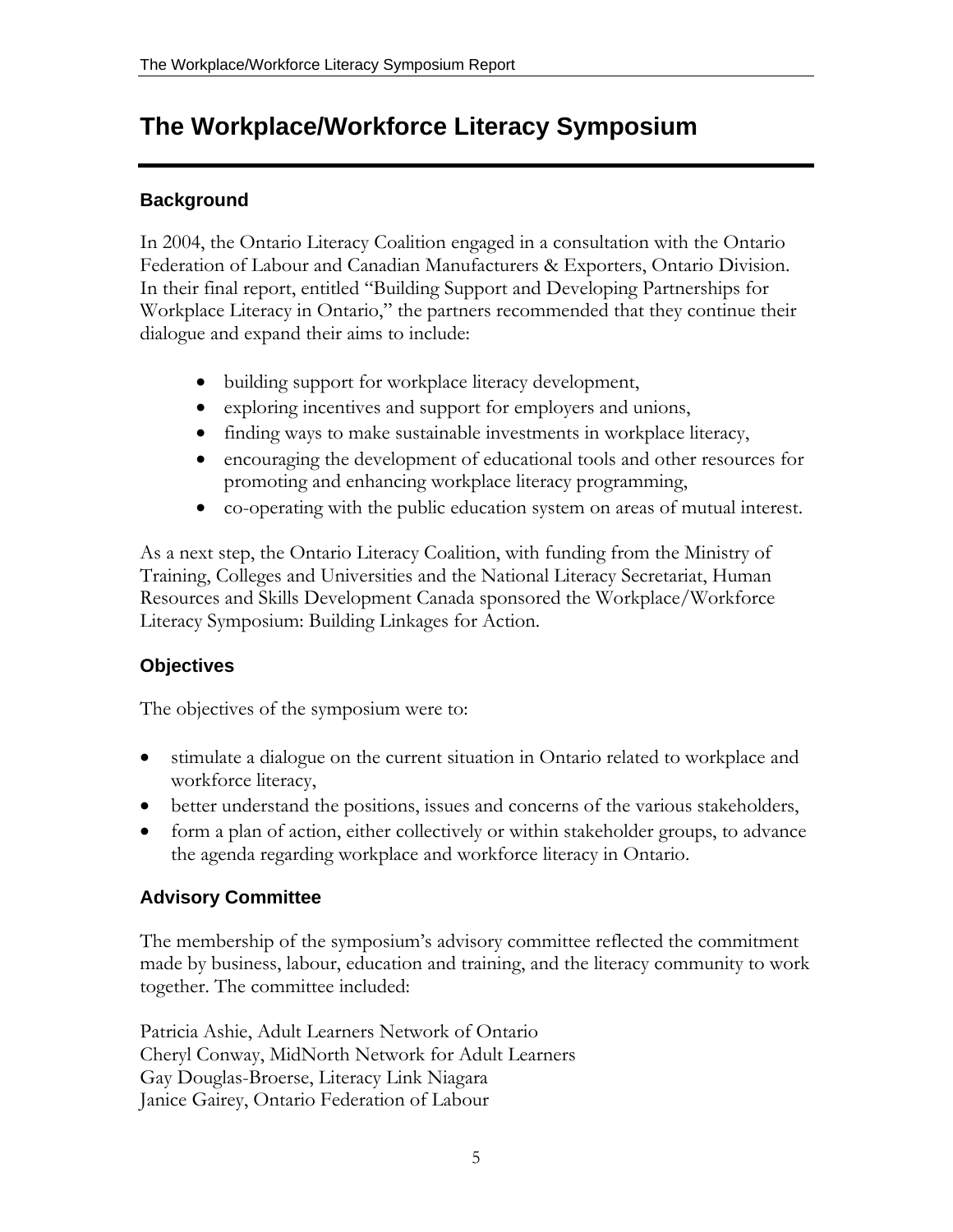# The Workplace/Workforce Literacy Symposium

## Background

In 2004, the Ontario Literacy Coalition engaged in a consultation with the Ontario Federation of Labour and Canadian Manufacturers & Exporters, Ontario Division. In their final report, entitled "Building Support and Developing Partnerships for Workplace Literacy in Ontario," the partners recommended that they continue their dialogue and expand their aims to include:

- building support for workplace literacy development,
- exploring incentives and support for employers and unions,
- finding ways to make sustainable investments in workplace literacy,
- encouraging the development of educational tools and other resources for promoting and enhancing workplace literacy programming,
- co-operating with the public education system on areas of mutual interest.

As a next step, the Ontario Literacy Coalition, with funding from the Ministry of Training, Colleges and Universities and the National Literacy Secretariat, Human Resources and Skills Development Canada sponsored the Workplace/Workforce Literacy Symposium: Building Linkages for Action.

## Objectives

The objectives of the symposium were to:

- stimulate a dialogue on the current situation in Ontario related to workplace and workforce literacy,
- better understand the positions, issues and concerns of the various stakeholders,
- form a plan of action, either collectively or within stakeholder groups, to advance the agenda regarding workplace and workforce literacy in Ontario.

## Advisory Committee

The membership of the symposium's advisory committee reflected the commitment made by business, labour, education and training, and the literacy community to work together. The committee included:

Patricia Ashie, Adult Learners Network of Ontario
Cheryl Conway, MidNorth Network for Adult Learners
Gay Douglas-Broerse, Literacy Link Niagara
Janice Gairey, Ontario Federation of Labour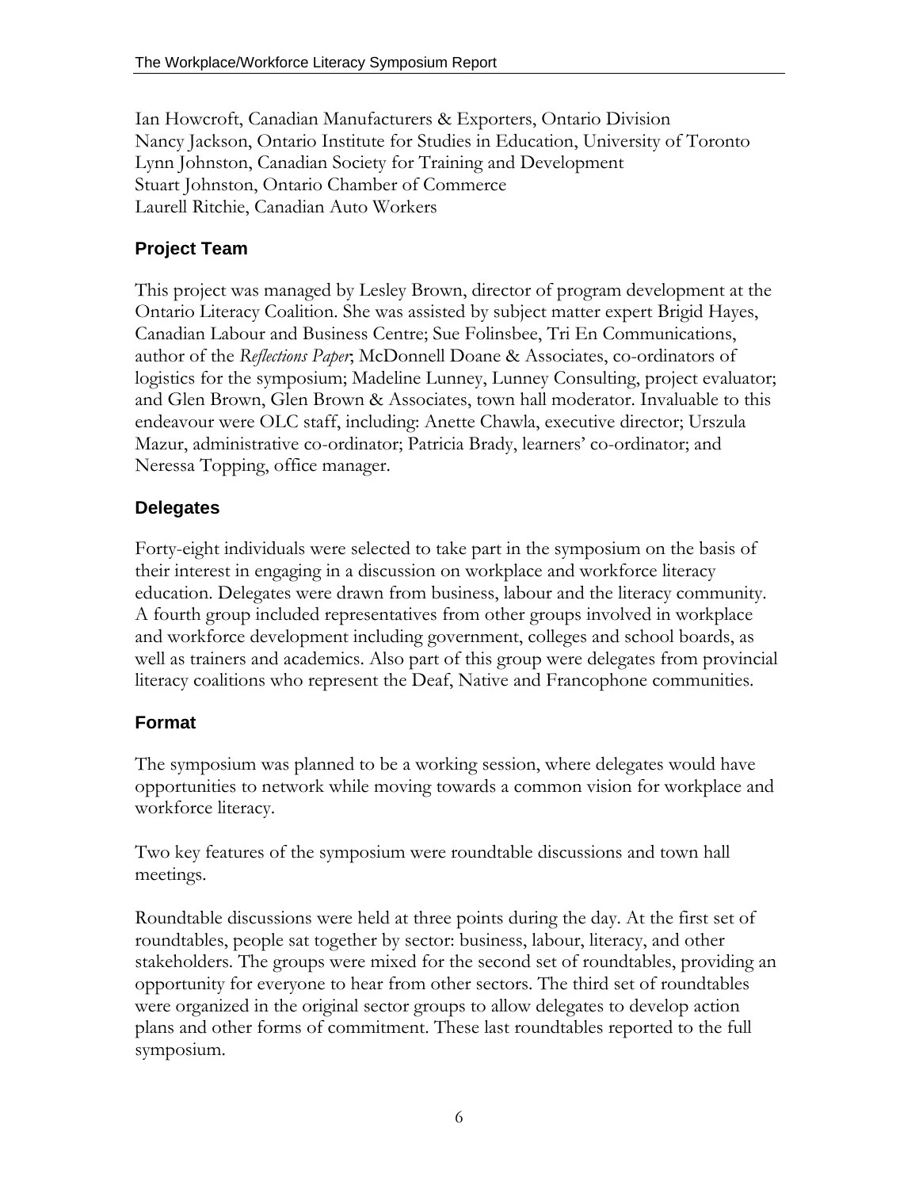Ian Howcroft, Canadian Manufacturers & Exporters, Ontario Division
Nancy Jackson, Ontario Institute for Studies in Education, University of Toronto
Lynn Johnston, Canadian Society for Training and Development
Stuart Johnston, Ontario Chamber of Commerce
Laurell Ritchie, Canadian Auto Workers

## Project Team

This project was managed by Lesley Brown, director of program development at the Ontario Literacy Coalition. She was assisted by subject matter expert Brigid Hayes, Canadian Labour and Business Centre; Sue Folinsbee, Tri En Communications, author of the *Reflections Paper*; McDonnell Doane & Associates, co-ordinators of logistics for the symposium; Madeline Lunney, Lunney Consulting, project evaluator; and Glen Brown, Glen Brown & Associates, town hall moderator. Invaluable to this endeavour were OLC staff, including: Anette Chawla, executive director; Urszula Mazur, administrative co-ordinator; Patricia Brady, learners' co-ordinator; and Neressa Topping, office manager.

## Delegates

Forty-eight individuals were selected to take part in the symposium on the basis of their interest in engaging in a discussion on workplace and workforce literacy education. Delegates were drawn from business, labour and the literacy community. A fourth group included representatives from other groups involved in workplace and workforce development including government, colleges and school boards, as well as trainers and academics. Also part of this group were delegates from provincial literacy coalitions who represent the Deaf, Native and Francophone communities.

## Format

The symposium was planned to be a working session, where delegates would have opportunities to network while moving towards a common vision for workplace and workforce literacy.

Two key features of the symposium were roundtable discussions and town hall meetings.

Roundtable discussions were held at three points during the day. At the first set of roundtables, people sat together by sector: business, labour, literacy, and other stakeholders. The groups were mixed for the second set of roundtables, providing an opportunity for everyone to hear from other sectors. The third set of roundtables were organized in the original sector groups to allow delegates to develop action plans and other forms of commitment. These last roundtables reported to the full symposium.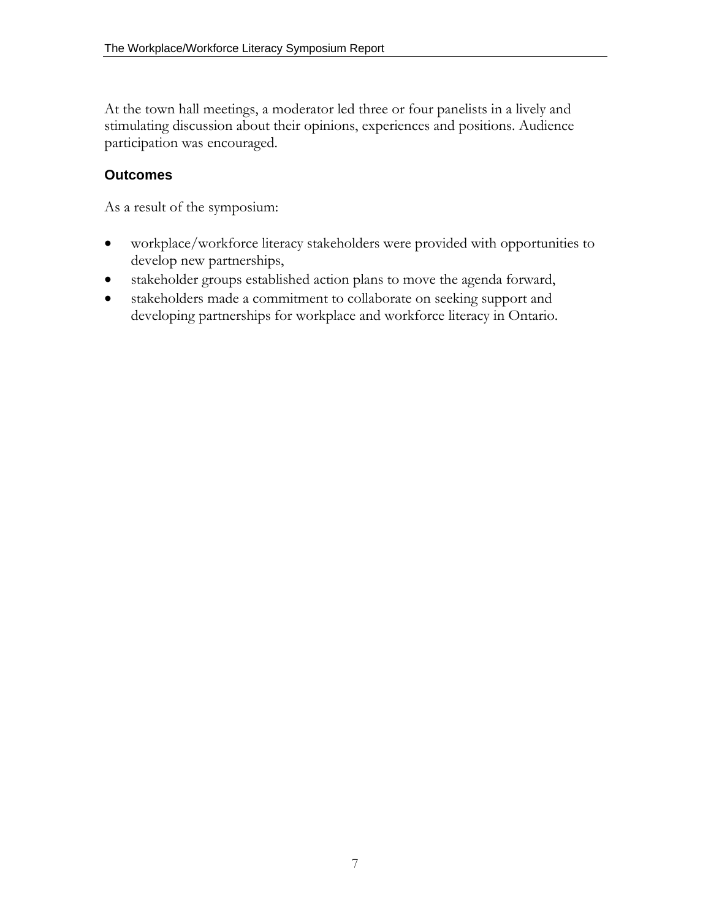At the town hall meetings, a moderator led three or four panelists in a lively and stimulating discussion about their opinions, experiences and positions. Audience participation was encouraged.

### Outcomes

As a result of the symposium:

- workplace/workforce literacy stakeholders were provided with opportunities to develop new partnerships,
- stakeholder groups established action plans to move the agenda forward,
- stakeholders made a commitment to collaborate on seeking support and developing partnerships for workplace and workforce literacy in Ontario.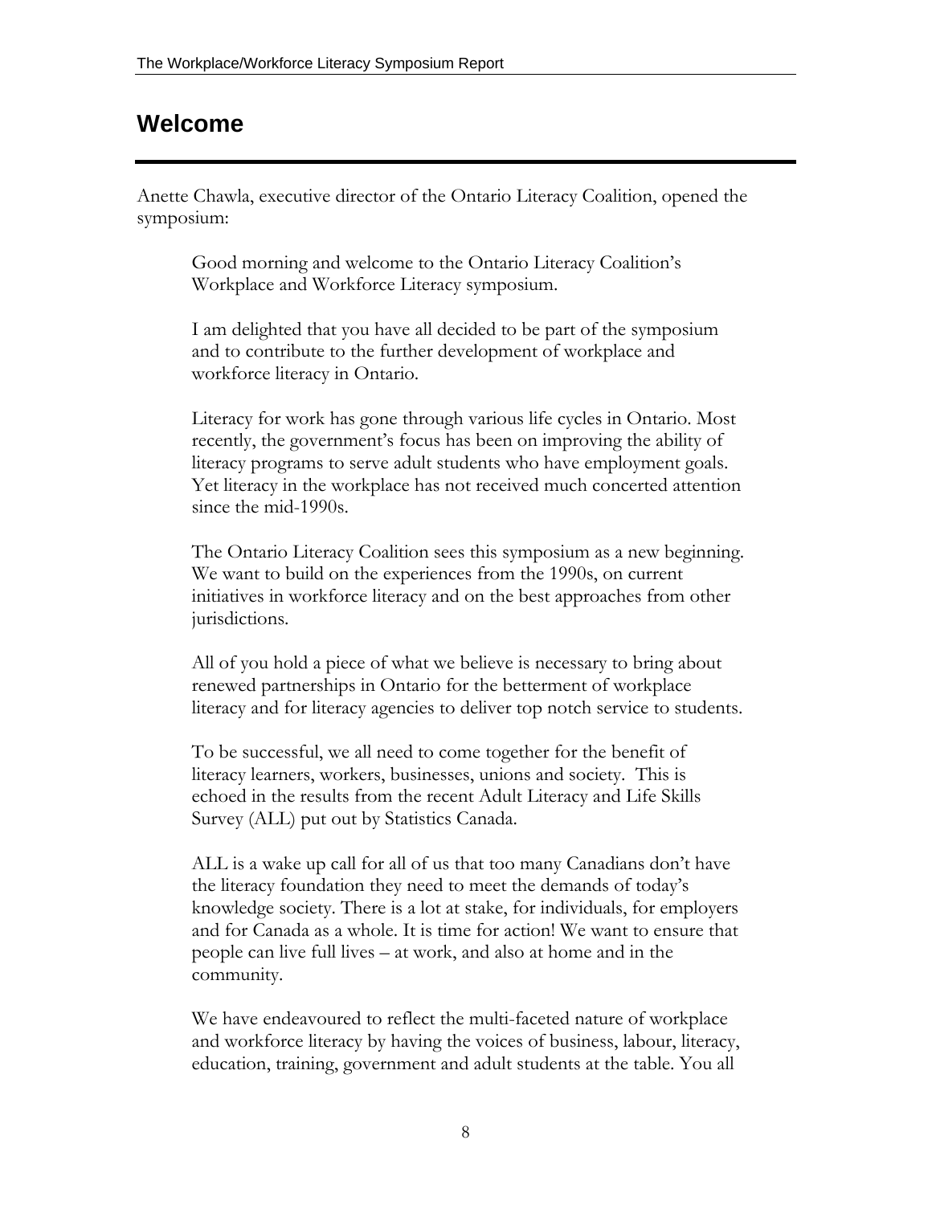## Welcome

Anette Chawla, executive director of the Ontario Literacy Coalition, opened the symposium:

> Good morning and welcome to the Ontario Literacy Coalition's Workplace and Workforce Literacy symposium.
>
> I am delighted that you have all decided to be part of the symposium and to contribute to the further development of workplace and workforce literacy in Ontario.
>
> Literacy for work has gone through various life cycles in Ontario. Most recently, the government's focus has been on improving the ability of literacy programs to serve adult students who have employment goals. Yet literacy in the workplace has not received much concerted attention since the mid-1990s.
>
> The Ontario Literacy Coalition sees this symposium as a new beginning. We want to build on the experiences from the 1990s, on current initiatives in workforce literacy and on the best approaches from other jurisdictions.
>
> All of you hold a piece of what we believe is necessary to bring about renewed partnerships in Ontario for the betterment of workplace literacy and for literacy agencies to deliver top notch service to students.
>
> To be successful, we all need to come together for the benefit of literacy learners, workers, businesses, unions and society. This is echoed in the results from the recent Adult Literacy and Life Skills Survey (ALL) put out by Statistics Canada.
>
> ALL is a wake up call for all of us that too many Canadians don't have the literacy foundation they need to meet the demands of today's knowledge society. There is a lot at stake, for individuals, for employers and for Canada as a whole. It is time for action! We want to ensure that people can live full lives – at work, and also at home and in the community.
>
> We have endeavoured to reflect the multi-faceted nature of workplace and workforce literacy by having the voices of business, labour, literacy, education, training, government and adult students at the table. You all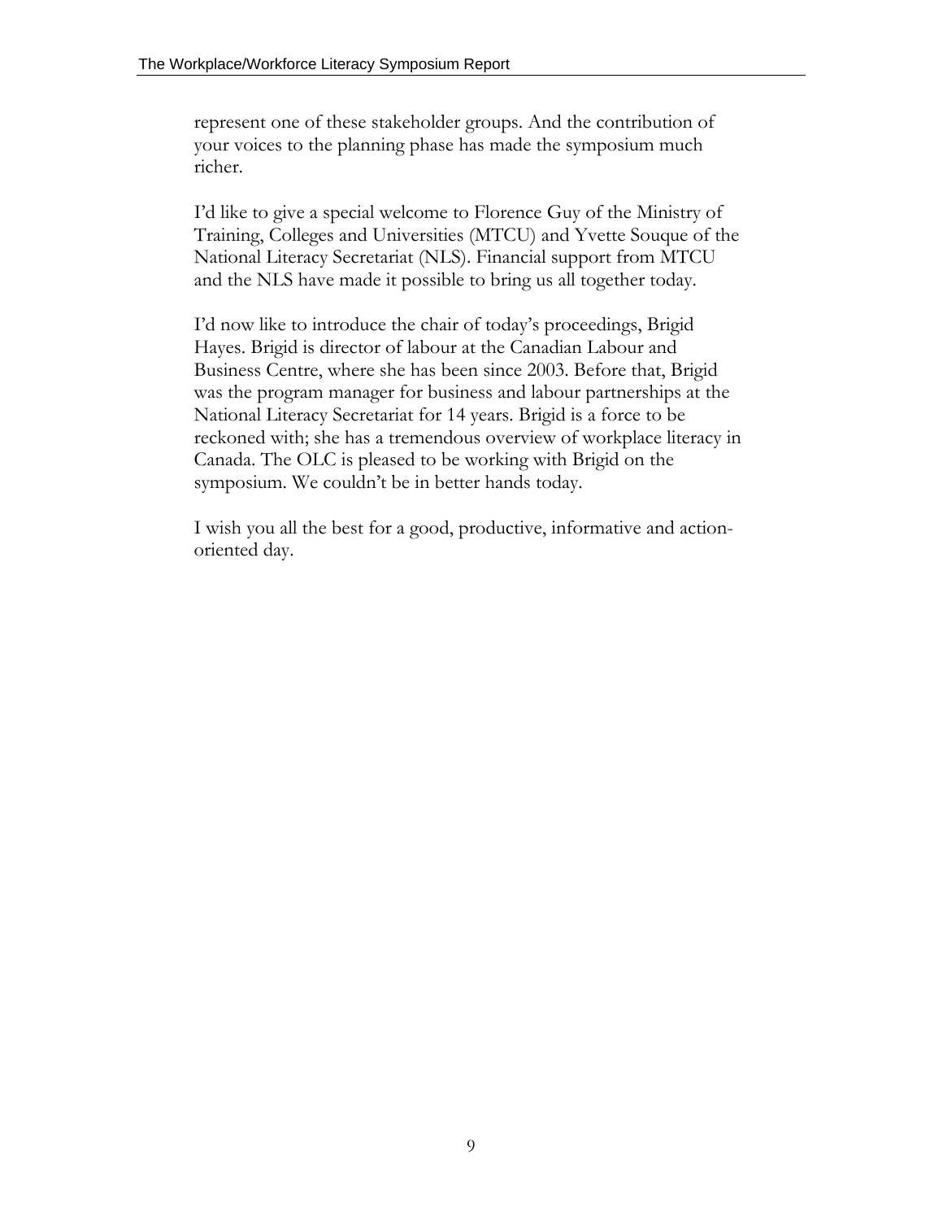represent one of these stakeholder groups. And the contribution of your voices to the planning phase has made the symposium much richer.

I'd like to give a special welcome to Florence Guy of the Ministry of Training, Colleges and Universities (MTCU) and Yvette Souque of the National Literacy Secretariat (NLS). Financial support from MTCU and the NLS have made it possible to bring us all together today.

I'd now like to introduce the chair of today's proceedings, Brigid Hayes. Brigid is director of labour at the Canadian Labour and Business Centre, where she has been since 2003. Before that, Brigid was the program manager for business and labour partnerships at the National Literacy Secretariat for 14 years. Brigid is a force to be reckoned with; she has a tremendous overview of workplace literacy in Canada. The OLC is pleased to be working with Brigid on the symposium. We couldn't be in better hands today.

I wish you all the best for a good, productive, informative and action-oriented day.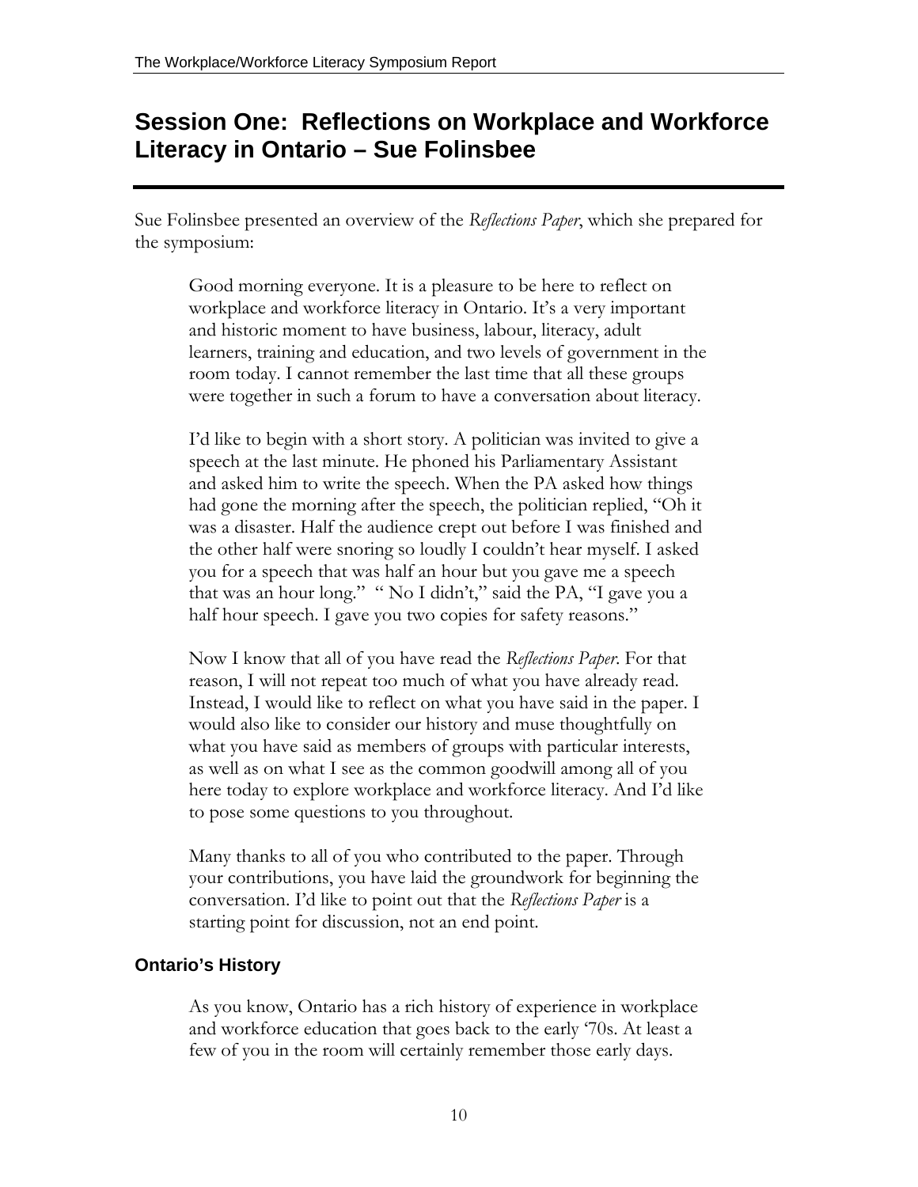## Session One: Reflections on Workplace and Workforce Literacy in Ontario – Sue Folinsbee

Sue Folinsbee presented an overview of the *Reflections Paper*, which she prepared for the symposium:

> Good morning everyone. It is a pleasure to be here to reflect on workplace and workforce literacy in Ontario. It's a very important and historic moment to have business, labour, literacy, adult learners, training and education, and two levels of government in the room today. I cannot remember the last time that all these groups were together in such a forum to have a conversation about literacy.
>
> I'd like to begin with a short story. A politician was invited to give a speech at the last minute. He phoned his Parliamentary Assistant and asked him to write the speech. When the PA asked how things had gone the morning after the speech, the politician replied, "Oh it was a disaster. Half the audience crept out before I was finished and the other half were snoring so loudly I couldn't hear myself. I asked you for a speech that was half an hour but you gave me a speech that was an hour long." " No I didn't," said the PA, "I gave you a half hour speech. I gave you two copies for safety reasons."
>
> Now I know that all of you have read the *Reflections Paper*. For that reason, I will not repeat too much of what you have already read. Instead, I would like to reflect on what you have said in the paper. I would also like to consider our history and muse thoughtfully on what you have said as members of groups with particular interests, as well as on what I see as the common goodwill among all of you here today to explore workplace and workforce literacy. And I'd like to pose some questions to you throughout.
>
> Many thanks to all of you who contributed to the paper. Through your contributions, you have laid the groundwork for beginning the conversation. I'd like to point out that the *Reflections Paper* is a starting point for discussion, not an end point.

### Ontario's History

> As you know, Ontario has a rich history of experience in workplace and workforce education that goes back to the early '70s. At least a few of you in the room will certainly remember those early days.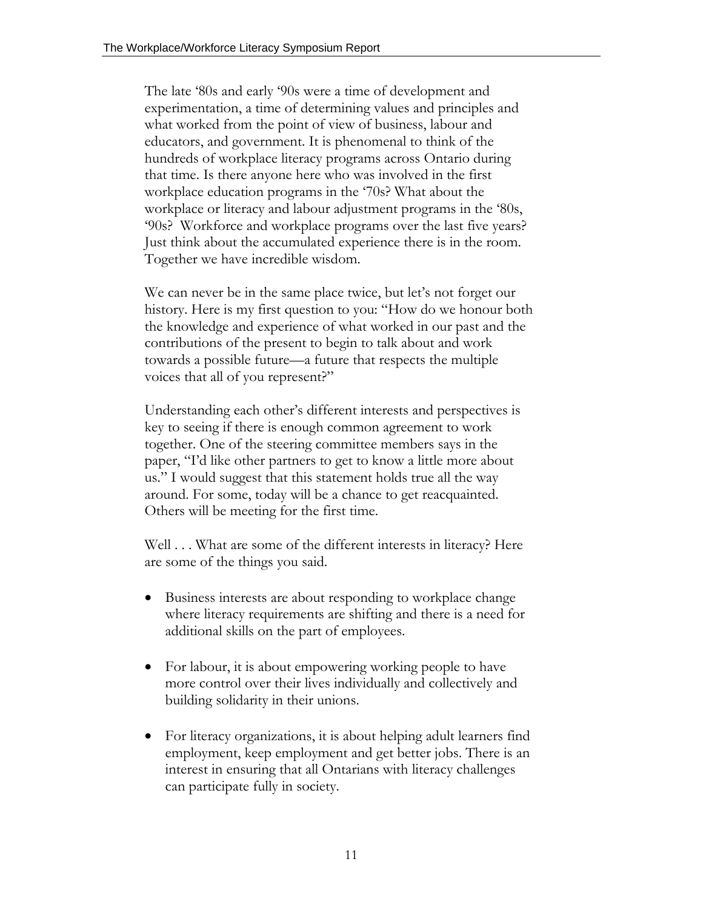The late '80s and early '90s were a time of development and experimentation, a time of determining values and principles and what worked from the point of view of business, labour and educators, and government. It is phenomenal to think of the hundreds of workplace literacy programs across Ontario during that time. Is there anyone here who was involved in the first workplace education programs in the '70s? What about the workplace or literacy and labour adjustment programs in the '80s, '90s? Workforce and workplace programs over the last five years? Just think about the accumulated experience there is in the room. Together we have incredible wisdom.

We can never be in the same place twice, but let's not forget our history. Here is my first question to you: "How do we honour both the knowledge and experience of what worked in our past and the contributions of the present to begin to talk about and work towards a possible future—a future that respects the multiple voices that all of you represent?"

Understanding each other's different interests and perspectives is key to seeing if there is enough common agreement to work together. One of the steering committee members says in the paper, "I'd like other partners to get to know a little more about us." I would suggest that this statement holds true all the way around. For some, today will be a chance to get reacquainted. Others will be meeting for the first time.

Well . . . What are some of the different interests in literacy? Here are some of the things you said.

- Business interests are about responding to workplace change where literacy requirements are shifting and there is a need for additional skills on the part of employees.

- For labour, it is about empowering working people to have more control over their lives individually and collectively and building solidarity in their unions.

- For literacy organizations, it is about helping adult learners find employment, keep employment and get better jobs. There is an interest in ensuring that all Ontarians with literacy challenges can participate fully in society.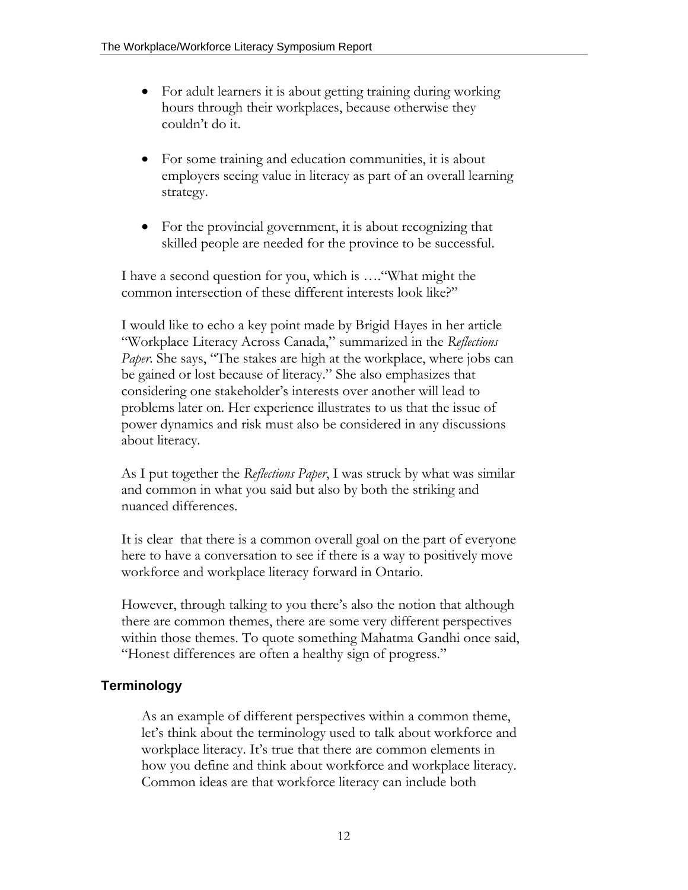- For adult learners it is about getting training during working hours through their workplaces, because otherwise they couldn't do it.

- For some training and education communities, it is about employers seeing value in literacy as part of an overall learning strategy.

- For the provincial government, it is about recognizing that skilled people are needed for the province to be successful.

I have a second question for you, which is ...."What might the common intersection of these different interests look like?"

I would like to echo a key point made by Brigid Hayes in her article "Workplace Literacy Across Canada," summarized in the *Reflections Paper*. She says, "The stakes are high at the workplace, where jobs can be gained or lost because of literacy." She also emphasizes that considering one stakeholder's interests over another will lead to problems later on. Her experience illustrates to us that the issue of power dynamics and risk must also be considered in any discussions about literacy.

As I put together the *Reflections Paper*, I was struck by what was similar and common in what you said but also by both the striking and nuanced differences.

It is clear that there is a common overall goal on the part of everyone here to have a conversation to see if there is a way to positively move workforce and workplace literacy forward in Ontario.

However, through talking to you there's also the notion that although there are common themes, there are some very different perspectives within those themes. To quote something Mahatma Gandhi once said, "Honest differences are often a healthy sign of progress."

## Terminology

As an example of different perspectives within a common theme, let's think about the terminology used to talk about workforce and workplace literacy. It's true that there are common elements in how you define and think about workforce and workplace literacy. Common ideas are that workforce literacy can include both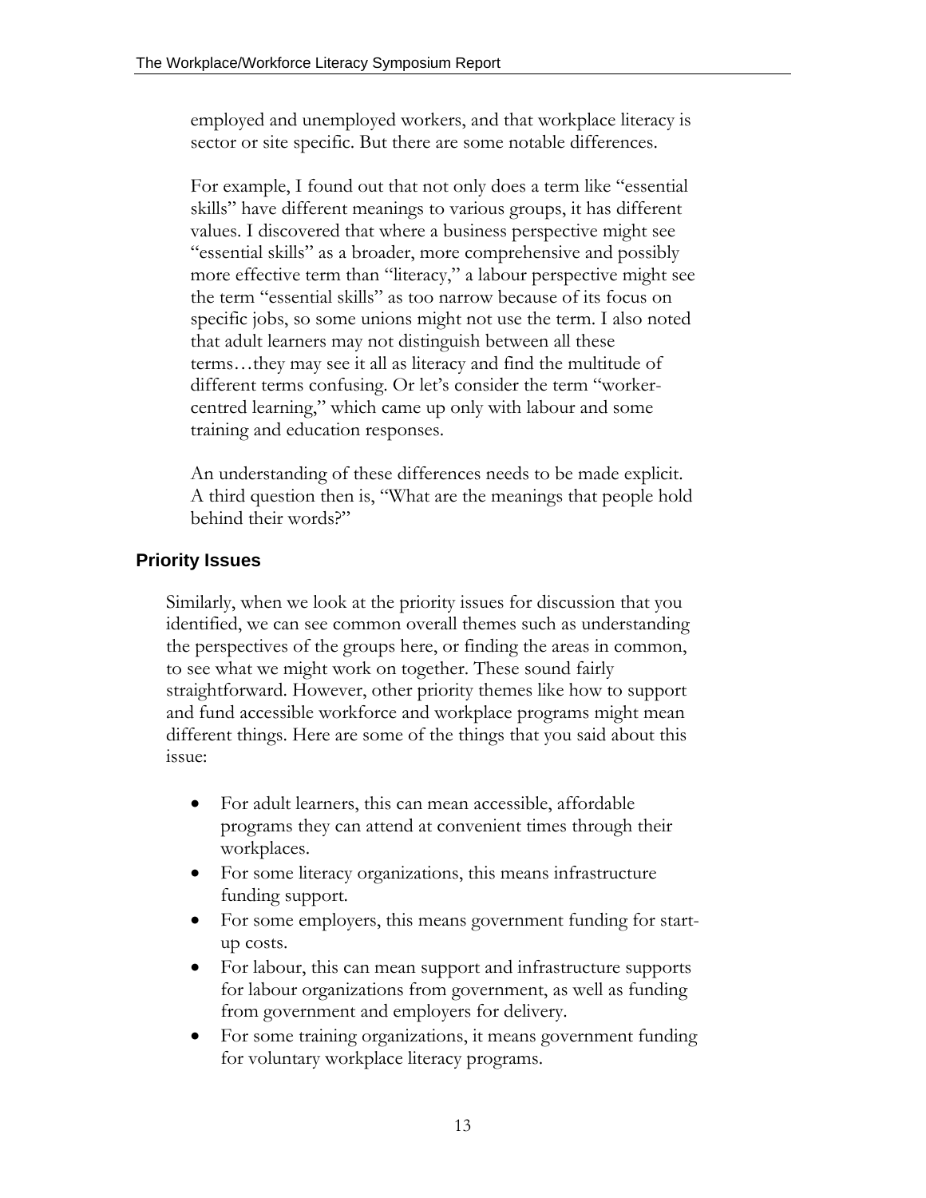employed and unemployed workers, and that workplace literacy is sector or site specific. But there are some notable differences.

For example, I found out that not only does a term like "essential skills" have different meanings to various groups, it has different values. I discovered that where a business perspective might see "essential skills" as a broader, more comprehensive and possibly more effective term than "literacy," a labour perspective might see the term "essential skills" as too narrow because of its focus on specific jobs, so some unions might not use the term. I also noted that adult learners may not distinguish between all these terms…they may see it all as literacy and find the multitude of different terms confusing. Or let's consider the term "worker-centred learning," which came up only with labour and some training and education responses.

An understanding of these differences needs to be made explicit. A third question then is, "What are the meanings that people hold behind their words?"

### Priority Issues

Similarly, when we look at the priority issues for discussion that you identified, we can see common overall themes such as understanding the perspectives of the groups here, or finding the areas in common, to see what we might work on together. These sound fairly straightforward. However, other priority themes like how to support and fund accessible workforce and workplace programs might mean different things. Here are some of the things that you said about this issue:

- For adult learners, this can mean accessible, affordable programs they can attend at convenient times through their workplaces.
- For some literacy organizations, this means infrastructure funding support.
- For some employers, this means government funding for start-up costs.
- For labour, this can mean support and infrastructure supports for labour organizations from government, as well as funding from government and employers for delivery.
- For some training organizations, it means government funding for voluntary workplace literacy programs.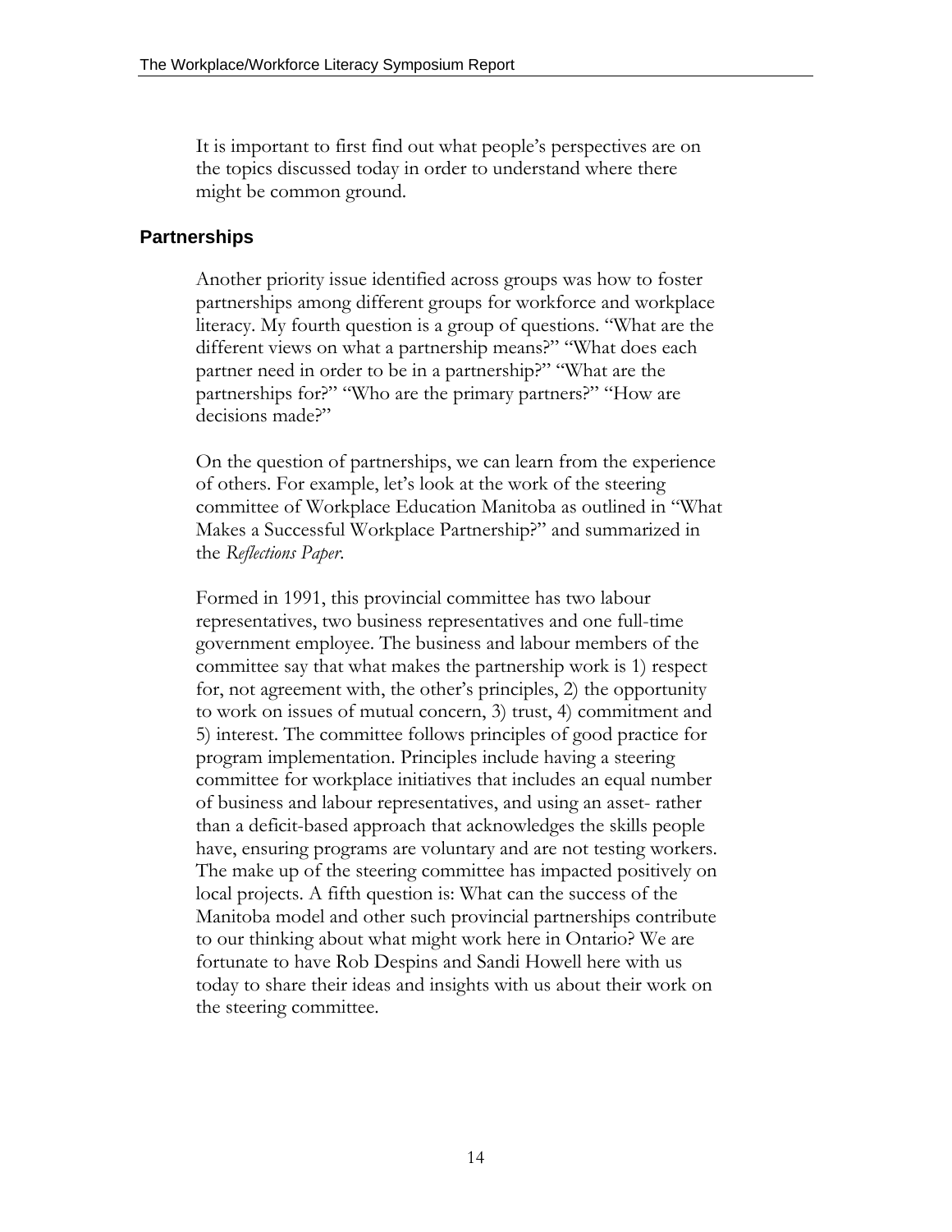It is important to first find out what people's perspectives are on the topics discussed today in order to understand where there might be common ground.

## Partnerships

Another priority issue identified across groups was how to foster partnerships among different groups for workforce and workplace literacy. My fourth question is a group of questions. "What are the different views on what a partnership means?" "What does each partner need in order to be in a partnership?" "What are the partnerships for?" "Who are the primary partners?" "How are decisions made?"

On the question of partnerships, we can learn from the experience of others. For example, let's look at the work of the steering committee of Workplace Education Manitoba as outlined in "What Makes a Successful Workplace Partnership?" and summarized in the *Reflections Paper*.

Formed in 1991, this provincial committee has two labour representatives, two business representatives and one full-time government employee. The business and labour members of the committee say that what makes the partnership work is 1) respect for, not agreement with, the other's principles, 2) the opportunity to work on issues of mutual concern, 3) trust, 4) commitment and 5) interest. The committee follows principles of good practice for program implementation. Principles include having a steering committee for workplace initiatives that includes an equal number of business and labour representatives, and using an asset- rather than a deficit-based approach that acknowledges the skills people have, ensuring programs are voluntary and are not testing workers. The make up of the steering committee has impacted positively on local projects. A fifth question is: What can the success of the Manitoba model and other such provincial partnerships contribute to our thinking about what might work here in Ontario? We are fortunate to have Rob Despins and Sandi Howell here with us today to share their ideas and insights with us about their work on the steering committee.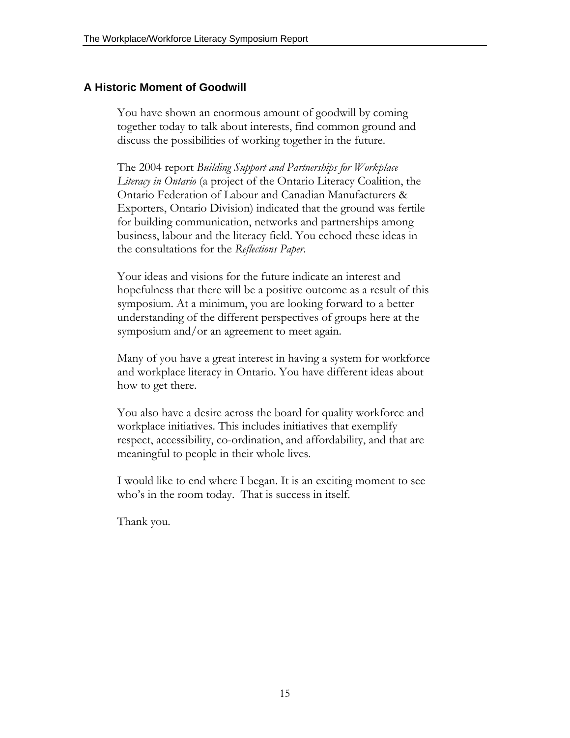## A Historic Moment of Goodwill

You have shown an enormous amount of goodwill by coming together today to talk about interests, find common ground and discuss the possibilities of working together in the future.

The 2004 report *Building Support and Partnerships for Workplace Literacy in Ontario* (a project of the Ontario Literacy Coalition, the Ontario Federation of Labour and Canadian Manufacturers & Exporters, Ontario Division) indicated that the ground was fertile for building communication, networks and partnerships among business, labour and the literacy field. You echoed these ideas in the consultations for the *Reflections Paper*.

Your ideas and visions for the future indicate an interest and hopefulness that there will be a positive outcome as a result of this symposium. At a minimum, you are looking forward to a better understanding of the different perspectives of groups here at the symposium and/or an agreement to meet again.

Many of you have a great interest in having a system for workforce and workplace literacy in Ontario. You have different ideas about how to get there.

You also have a desire across the board for quality workforce and workplace initiatives. This includes initiatives that exemplify respect, accessibility, co-ordination, and affordability, and that are meaningful to people in their whole lives.

I would like to end where I began. It is an exciting moment to see who's in the room today. That is success in itself.

Thank you.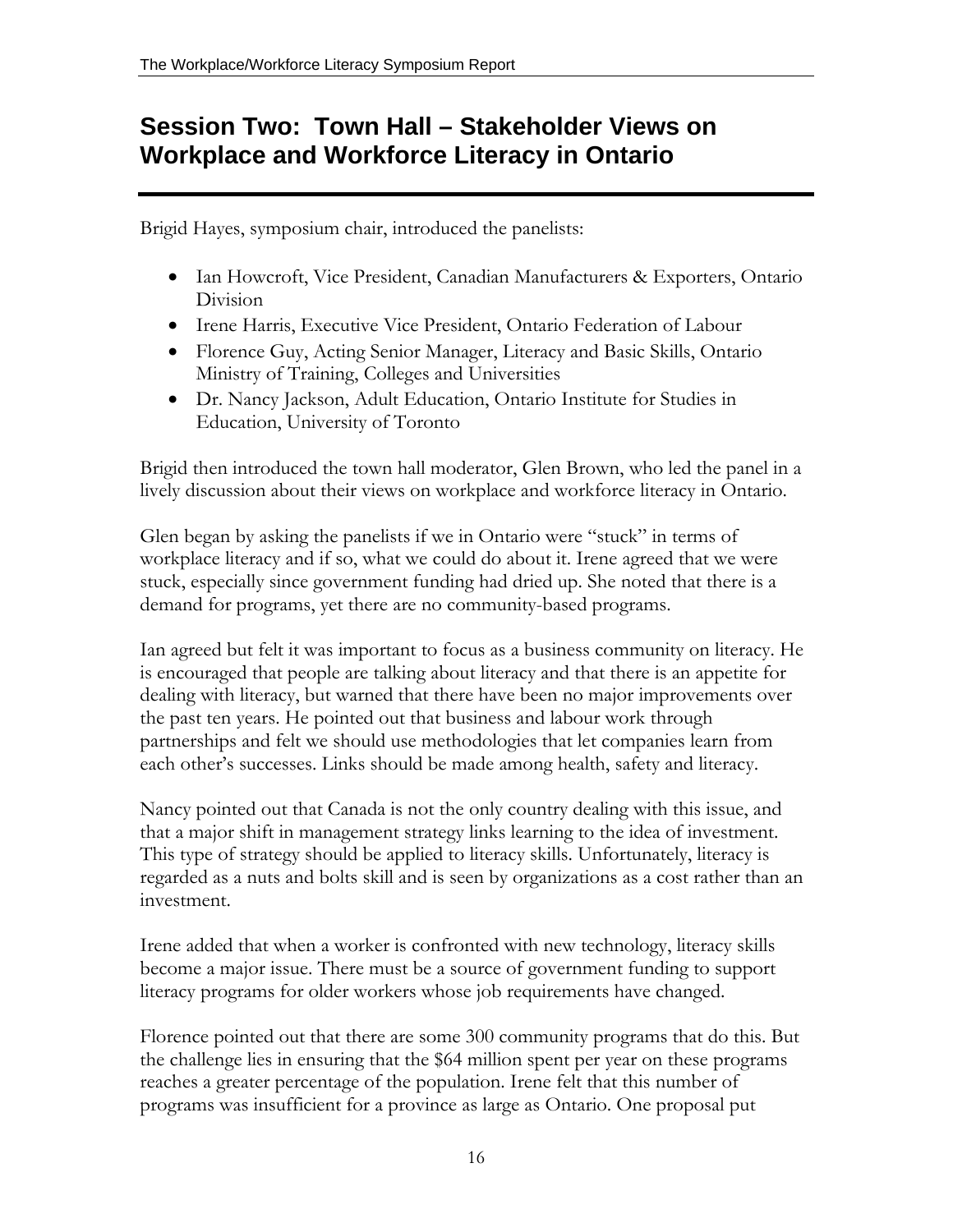## Session Two: Town Hall – Stakeholder Views on Workplace and Workforce Literacy in Ontario

Brigid Hayes, symposium chair, introduced the panelists:

- Ian Howcroft, Vice President, Canadian Manufacturers & Exporters, Ontario Division
- Irene Harris, Executive Vice President, Ontario Federation of Labour
- Florence Guy, Acting Senior Manager, Literacy and Basic Skills, Ontario Ministry of Training, Colleges and Universities
- Dr. Nancy Jackson, Adult Education, Ontario Institute for Studies in Education, University of Toronto

Brigid then introduced the town hall moderator, Glen Brown, who led the panel in a lively discussion about their views on workplace and workforce literacy in Ontario.

Glen began by asking the panelists if we in Ontario were "stuck" in terms of workplace literacy and if so, what we could do about it. Irene agreed that we were stuck, especially since government funding had dried up. She noted that there is a demand for programs, yet there are no community-based programs.

Ian agreed but felt it was important to focus as a business community on literacy. He is encouraged that people are talking about literacy and that there is an appetite for dealing with literacy, but warned that there have been no major improvements over the past ten years. He pointed out that business and labour work through partnerships and felt we should use methodologies that let companies learn from each other's successes. Links should be made among health, safety and literacy.

Nancy pointed out that Canada is not the only country dealing with this issue, and that a major shift in management strategy links learning to the idea of investment. This type of strategy should be applied to literacy skills. Unfortunately, literacy is regarded as a nuts and bolts skill and is seen by organizations as a cost rather than an investment.

Irene added that when a worker is confronted with new technology, literacy skills become a major issue. There must be a source of government funding to support literacy programs for older workers whose job requirements have changed.

Florence pointed out that there are some 300 community programs that do this. But the challenge lies in ensuring that the $64 million spent per year on these programs reaches a greater percentage of the population. Irene felt that this number of programs was insufficient for a province as large as Ontario. One proposal put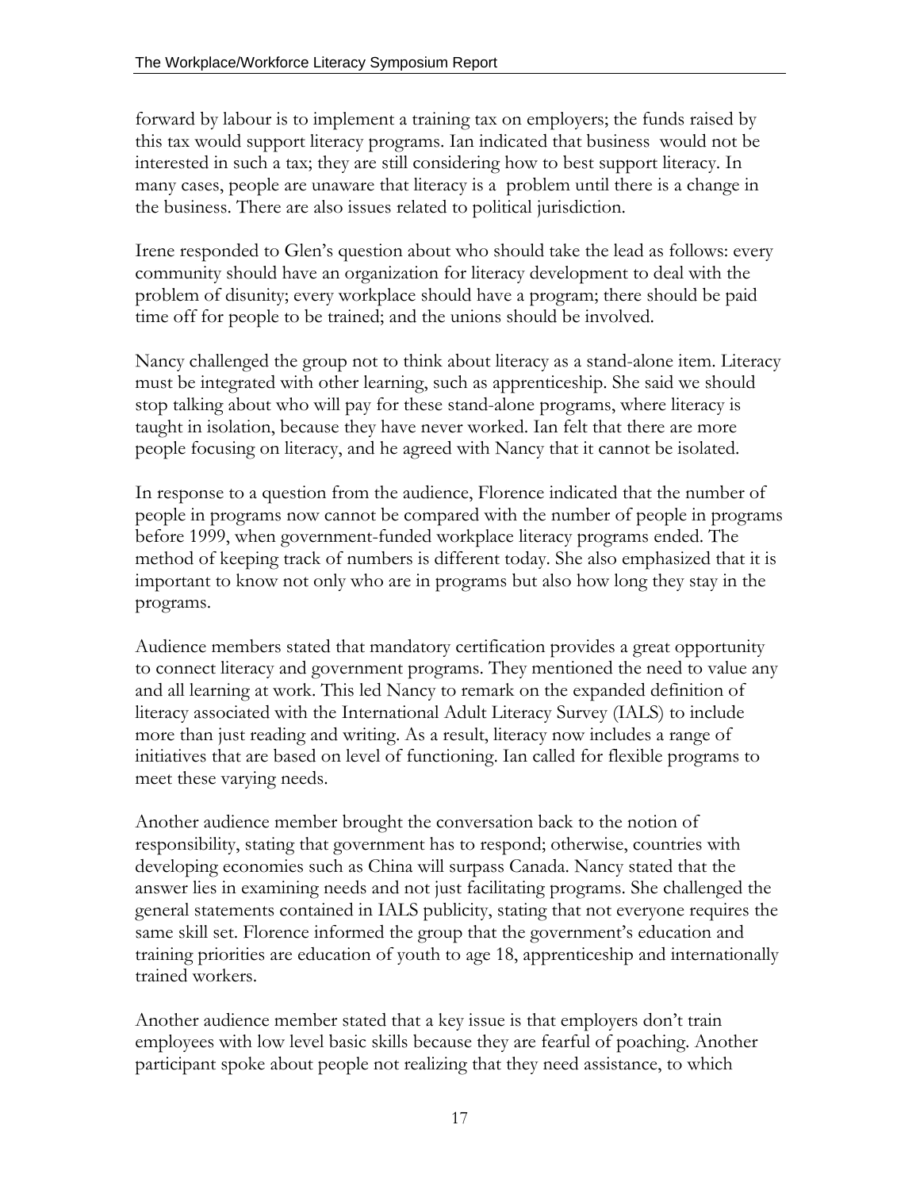forward by labour is to implement a training tax on employers; the funds raised by this tax would support literacy programs. Ian indicated that business would not be interested in such a tax; they are still considering how to best support literacy. In many cases, people are unaware that literacy is a problem until there is a change in the business. There are also issues related to political jurisdiction.

Irene responded to Glen's question about who should take the lead as follows: every community should have an organization for literacy development to deal with the problem of disunity; every workplace should have a program; there should be paid time off for people to be trained; and the unions should be involved.

Nancy challenged the group not to think about literacy as a stand-alone item. Literacy must be integrated with other learning, such as apprenticeship. She said we should stop talking about who will pay for these stand-alone programs, where literacy is taught in isolation, because they have never worked. Ian felt that there are more people focusing on literacy, and he agreed with Nancy that it cannot be isolated.

In response to a question from the audience, Florence indicated that the number of people in programs now cannot be compared with the number of people in programs before 1999, when government-funded workplace literacy programs ended. The method of keeping track of numbers is different today. She also emphasized that it is important to know not only who are in programs but also how long they stay in the programs.

Audience members stated that mandatory certification provides a great opportunity to connect literacy and government programs. They mentioned the need to value any and all learning at work. This led Nancy to remark on the expanded definition of literacy associated with the International Adult Literacy Survey (IALS) to include more than just reading and writing. As a result, literacy now includes a range of initiatives that are based on level of functioning. Ian called for flexible programs to meet these varying needs.

Another audience member brought the conversation back to the notion of responsibility, stating that government has to respond; otherwise, countries with developing economies such as China will surpass Canada. Nancy stated that the answer lies in examining needs and not just facilitating programs. She challenged the general statements contained in IALS publicity, stating that not everyone requires the same skill set. Florence informed the group that the government's education and training priorities are education of youth to age 18, apprenticeship and internationally trained workers.

Another audience member stated that a key issue is that employers don't train employees with low level basic skills because they are fearful of poaching. Another participant spoke about people not realizing that they need assistance, to which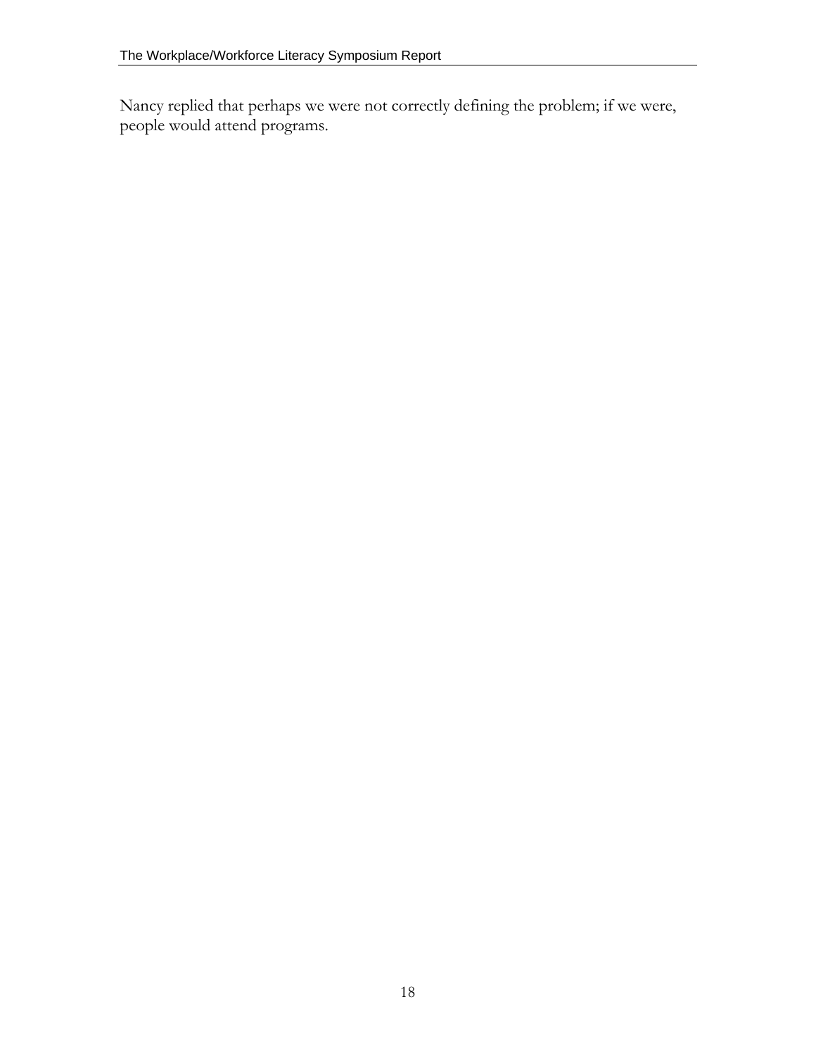Nancy replied that perhaps we were not correctly defining the problem; if we were, people would attend programs.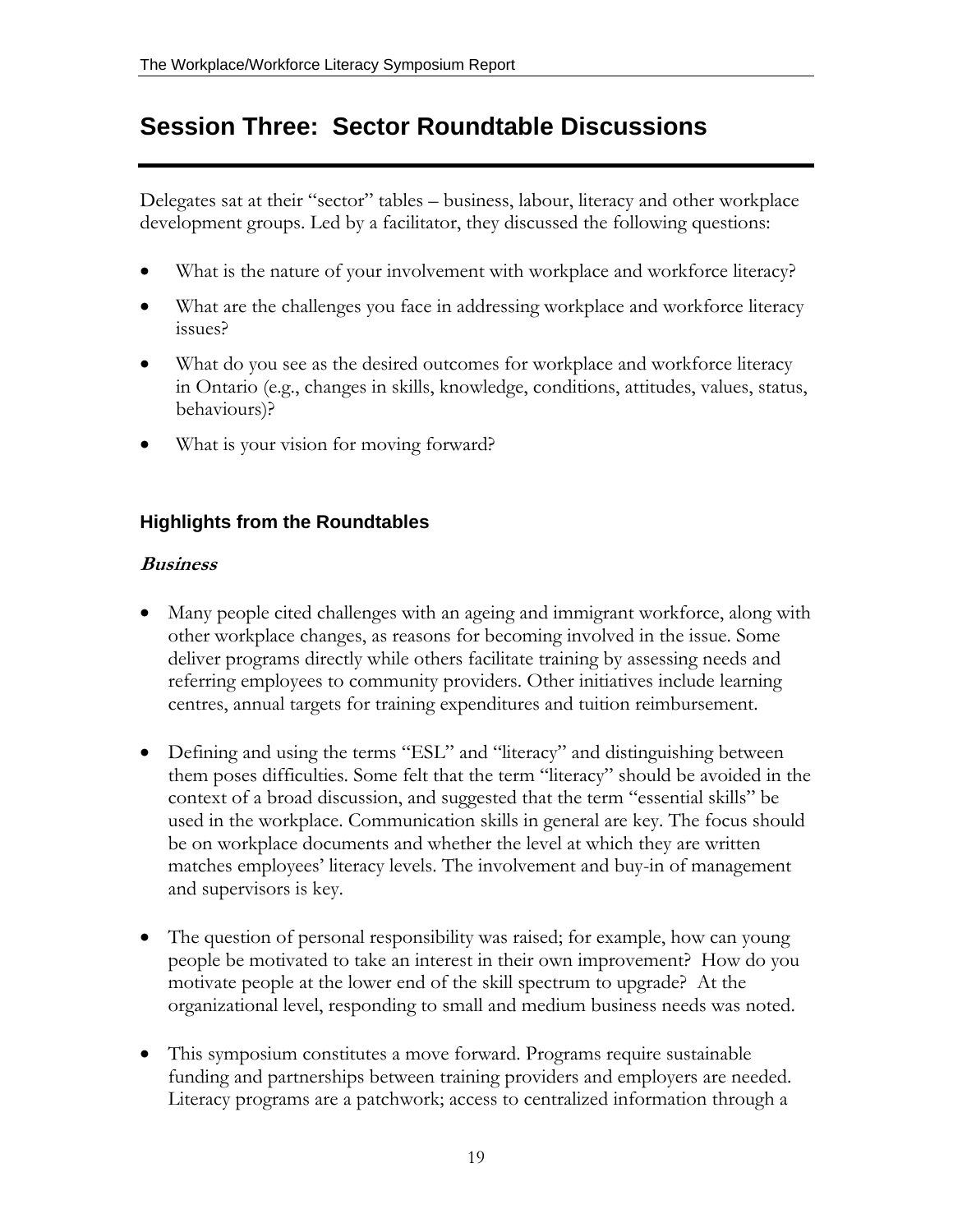## Session Three: Sector Roundtable Discussions

Delegates sat at their "sector" tables – business, labour, literacy and other workplace development groups. Led by a facilitator, they discussed the following questions:

- What is the nature of your involvement with workplace and workforce literacy?
- What are the challenges you face in addressing workplace and workforce literacy issues?
- What do you see as the desired outcomes for workplace and workforce literacy in Ontario (e.g., changes in skills, knowledge, conditions, attitudes, values, status, behaviours)?
- What is your vision for moving forward?

### Highlights from the Roundtables

#### *Business*

- Many people cited challenges with an ageing and immigrant workforce, along with other workplace changes, as reasons for becoming involved in the issue. Some deliver programs directly while others facilitate training by assessing needs and referring employees to community providers. Other initiatives include learning centres, annual targets for training expenditures and tuition reimbursement.

- Defining and using the terms "ESL" and "literacy" and distinguishing between them poses difficulties. Some felt that the term "literacy" should be avoided in the context of a broad discussion, and suggested that the term "essential skills" be used in the workplace. Communication skills in general are key. The focus should be on workplace documents and whether the level at which they are written matches employees' literacy levels. The involvement and buy-in of management and supervisors is key.

- The question of personal responsibility was raised; for example, how can young people be motivated to take an interest in their own improvement? How do you motivate people at the lower end of the skill spectrum to upgrade? At the organizational level, responding to small and medium business needs was noted.

- This symposium constitutes a move forward. Programs require sustainable funding and partnerships between training providers and employers are needed. Literacy programs are a patchwork; access to centralized information through a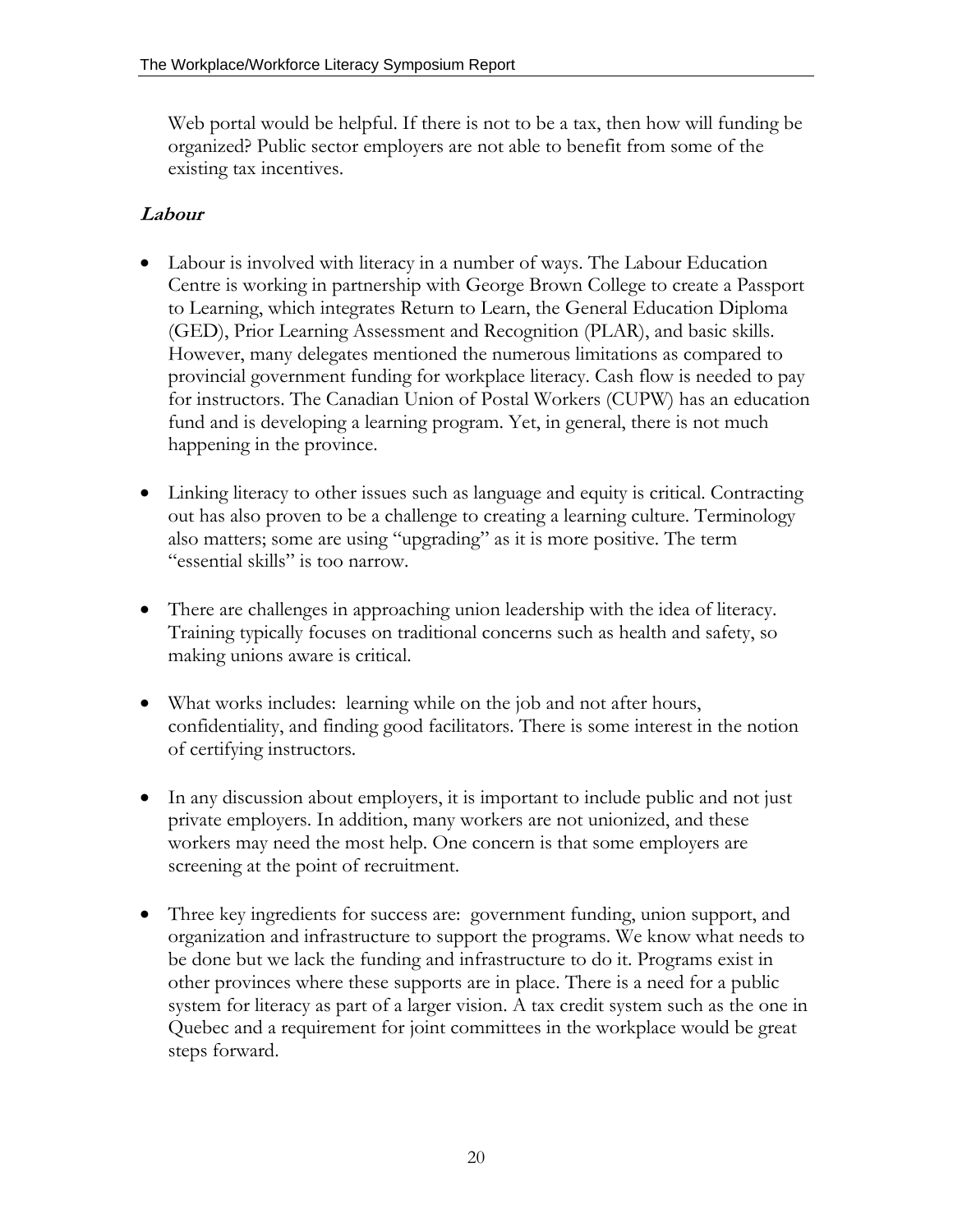Web portal would be helpful. If there is not to be a tax, then how will funding be organized? Public sector employers are not able to benefit from some of the existing tax incentives.

### ***Labour***

- Labour is involved with literacy in a number of ways. The Labour Education Centre is working in partnership with George Brown College to create a Passport to Learning, which integrates Return to Learn, the General Education Diploma (GED), Prior Learning Assessment and Recognition (PLAR), and basic skills. However, many delegates mentioned the numerous limitations as compared to provincial government funding for workplace literacy. Cash flow is needed to pay for instructors. The Canadian Union of Postal Workers (CUPW) has an education fund and is developing a learning program. Yet, in general, there is not much happening in the province.

- Linking literacy to other issues such as language and equity is critical. Contracting out has also proven to be a challenge to creating a learning culture. Terminology also matters; some are using "upgrading" as it is more positive. The term "essential skills" is too narrow.

- There are challenges in approaching union leadership with the idea of literacy. Training typically focuses on traditional concerns such as health and safety, so making unions aware is critical.

- What works includes: learning while on the job and not after hours, confidentiality, and finding good facilitators. There is some interest in the notion of certifying instructors.

- In any discussion about employers, it is important to include public and not just private employers. In addition, many workers are not unionized, and these workers may need the most help. One concern is that some employers are screening at the point of recruitment.

- Three key ingredients for success are: government funding, union support, and organization and infrastructure to support the programs. We know what needs to be done but we lack the funding and infrastructure to do it. Programs exist in other provinces where these supports are in place. There is a need for a public system for literacy as part of a larger vision. A tax credit system such as the one in Quebec and a requirement for joint committees in the workplace would be great steps forward.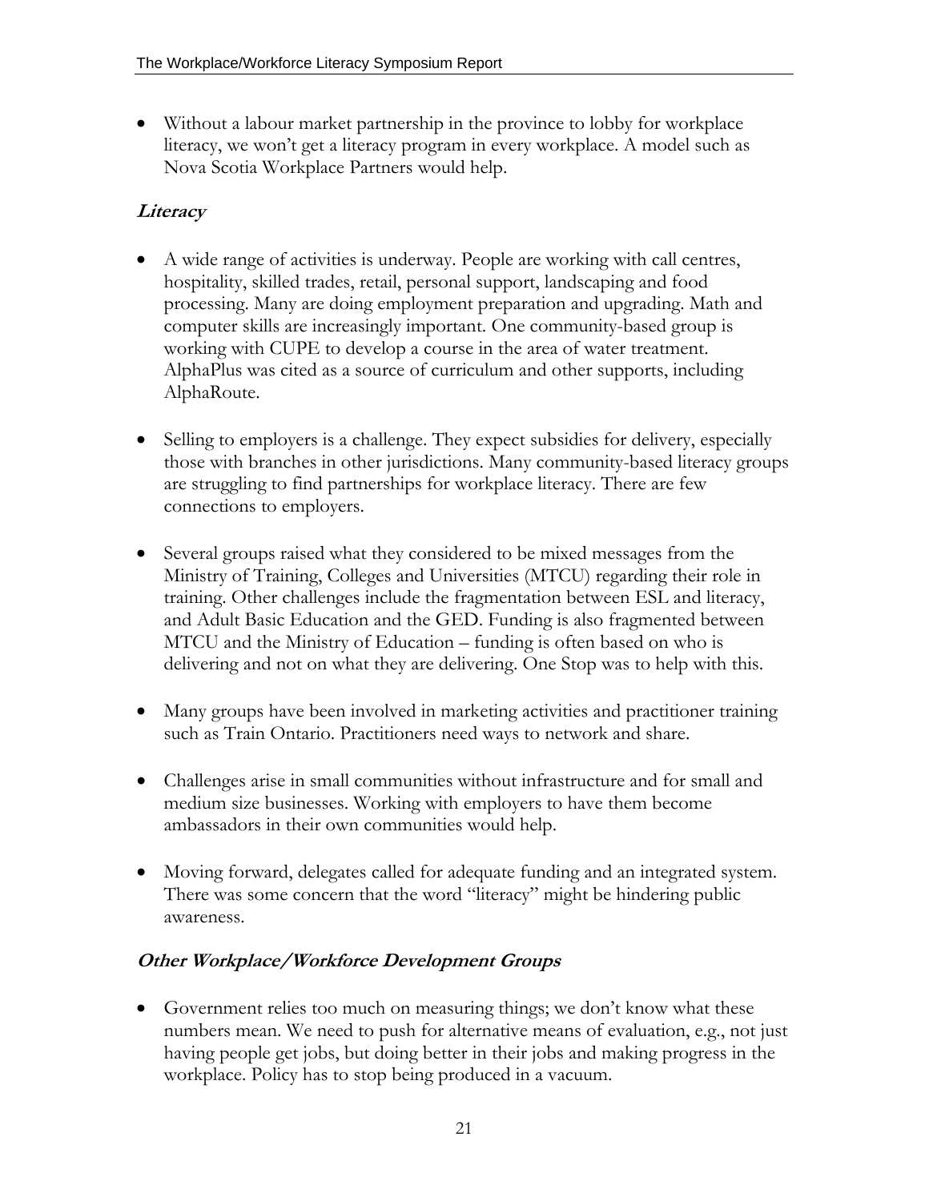- Without a labour market partnership in the province to lobby for workplace literacy, we won't get a literacy program in every workplace. A model such as Nova Scotia Workplace Partners would help.

### *Literacy*

- A wide range of activities is underway. People are working with call centres, hospitality, skilled trades, retail, personal support, landscaping and food processing. Many are doing employment preparation and upgrading. Math and computer skills are increasingly important. One community-based group is working with CUPE to develop a course in the area of water treatment. AlphaPlus was cited as a source of curriculum and other supports, including AlphaRoute.

- Selling to employers is a challenge. They expect subsidies for delivery, especially those with branches in other jurisdictions. Many community-based literacy groups are struggling to find partnerships for workplace literacy. There are few connections to employers.

- Several groups raised what they considered to be mixed messages from the Ministry of Training, Colleges and Universities (MTCU) regarding their role in training. Other challenges include the fragmentation between ESL and literacy, and Adult Basic Education and the GED. Funding is also fragmented between MTCU and the Ministry of Education – funding is often based on who is delivering and not on what they are delivering. One Stop was to help with this.

- Many groups have been involved in marketing activities and practitioner training such as Train Ontario. Practitioners need ways to network and share.

- Challenges arise in small communities without infrastructure and for small and medium size businesses. Working with employers to have them become ambassadors in their own communities would help.

- Moving forward, delegates called for adequate funding and an integrated system. There was some concern that the word "literacy" might be hindering public awareness.

### *Other Workplace/Workforce Development Groups*

- Government relies too much on measuring things; we don't know what these numbers mean. We need to push for alternative means of evaluation, e.g., not just having people get jobs, but doing better in their jobs and making progress in the workplace. Policy has to stop being produced in a vacuum.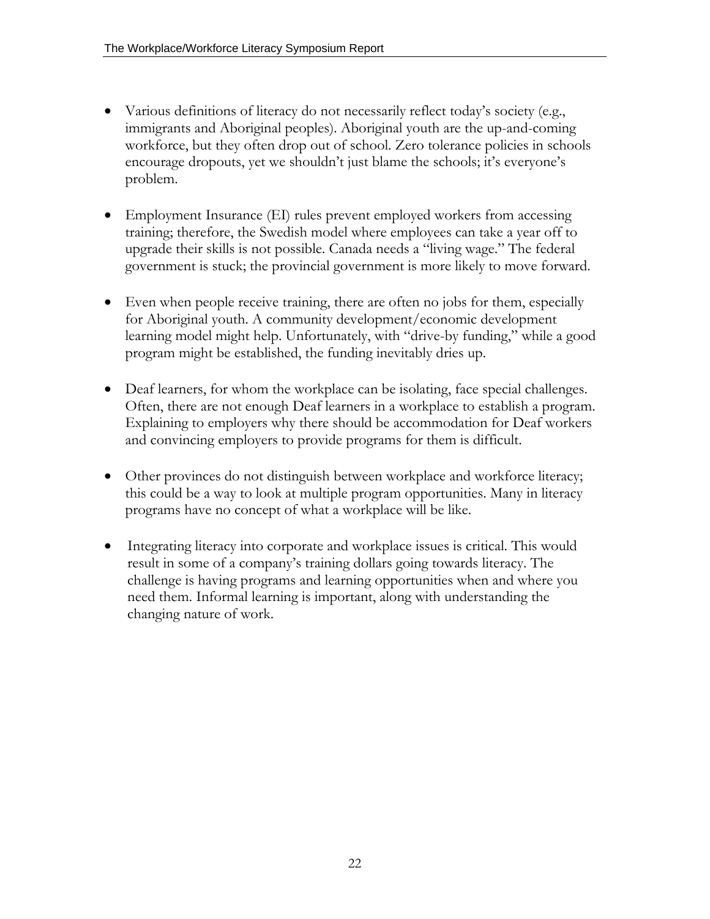- Various definitions of literacy do not necessarily reflect today's society (e.g., immigrants and Aboriginal peoples). Aboriginal youth are the up-and-coming workforce, but they often drop out of school. Zero tolerance policies in schools encourage dropouts, yet we shouldn't just blame the schools; it's everyone's problem.

- Employment Insurance (EI) rules prevent employed workers from accessing training; therefore, the Swedish model where employees can take a year off to upgrade their skills is not possible. Canada needs a "living wage." The federal government is stuck; the provincial government is more likely to move forward.

- Even when people receive training, there are often no jobs for them, especially for Aboriginal youth. A community development/economic development learning model might help. Unfortunately, with "drive-by funding," while a good program might be established, the funding inevitably dries up.

- Deaf learners, for whom the workplace can be isolating, face special challenges. Often, there are not enough Deaf learners in a workplace to establish a program. Explaining to employers why there should be accommodation for Deaf workers and convincing employers to provide programs for them is difficult.

- Other provinces do not distinguish between workplace and workforce literacy; this could be a way to look at multiple program opportunities. Many in literacy programs have no concept of what a workplace will be like.

- Integrating literacy into corporate and workplace issues is critical. This would result in some of a company's training dollars going towards literacy. The challenge is having programs and learning opportunities when and where you need them. Informal learning is important, along with understanding the changing nature of work.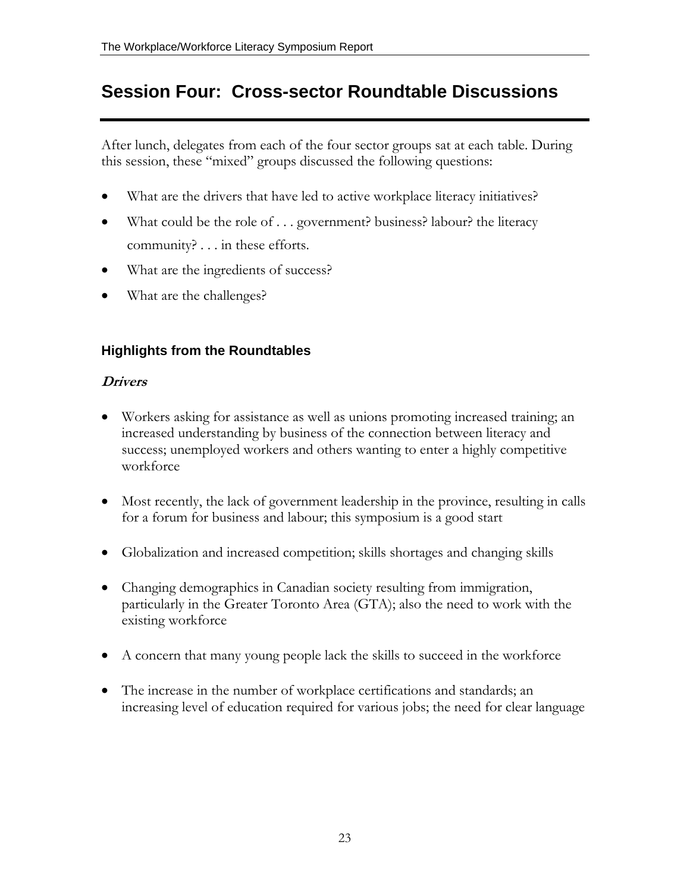# Session Four: Cross-sector Roundtable Discussions

After lunch, delegates from each of the four sector groups sat at each table. During this session, these "mixed" groups discussed the following questions:

- What are the drivers that have led to active workplace literacy initiatives?
- What could be the role of . . . government? business? labour? the literacy community? . . . in these efforts.
- What are the ingredients of success?
- What are the challenges?

## Highlights from the Roundtables

### *Drivers*

- Workers asking for assistance as well as unions promoting increased training; an increased understanding by business of the connection between literacy and success; unemployed workers and others wanting to enter a highly competitive workforce

- Most recently, the lack of government leadership in the province, resulting in calls for a forum for business and labour; this symposium is a good start

- Globalization and increased competition; skills shortages and changing skills

- Changing demographics in Canadian society resulting from immigration, particularly in the Greater Toronto Area (GTA); also the need to work with the existing workforce

- A concern that many young people lack the skills to succeed in the workforce

- The increase in the number of workplace certifications and standards; an increasing level of education required for various jobs; the need for clear language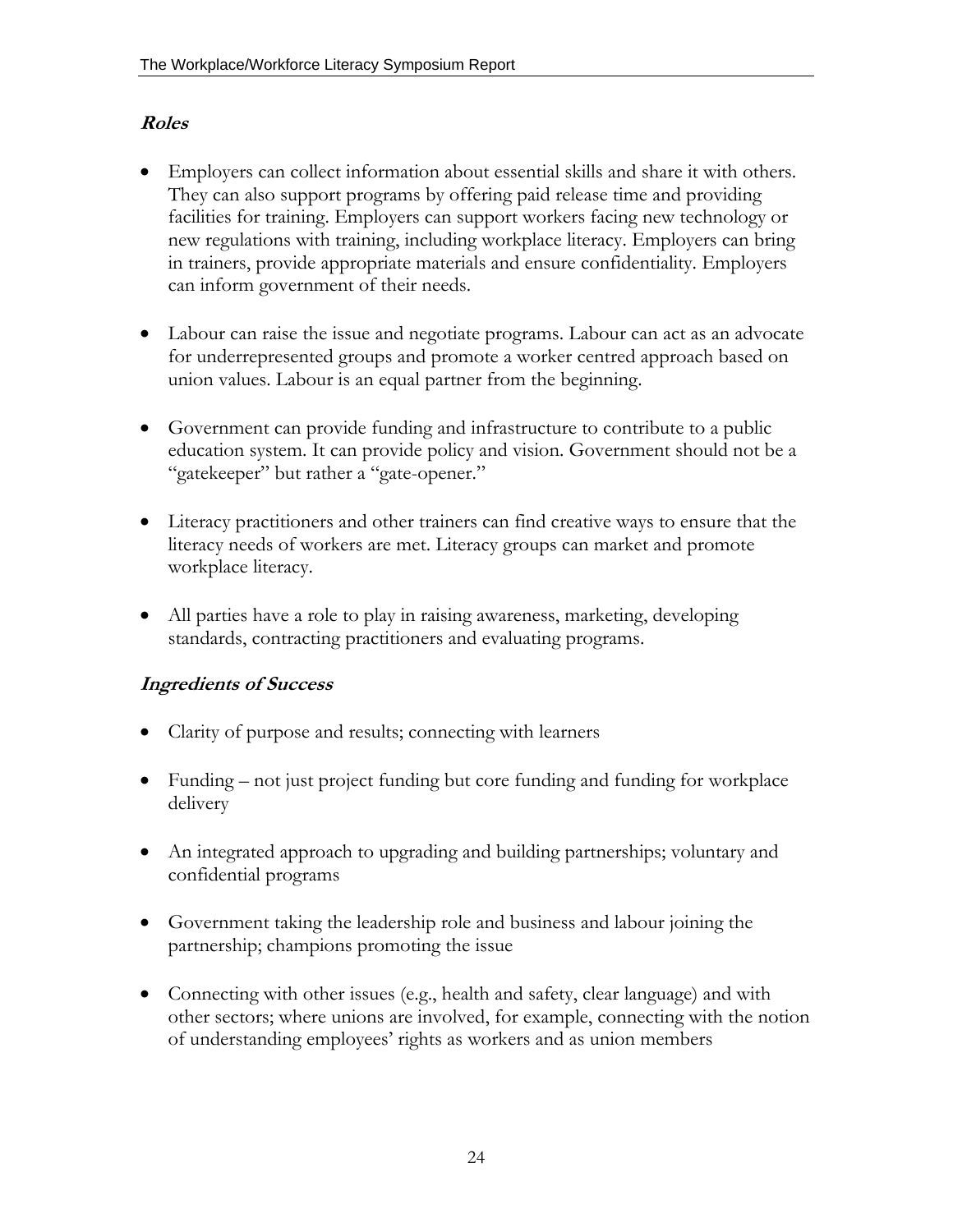### *Roles*

- Employers can collect information about essential skills and share it with others. They can also support programs by offering paid release time and providing facilities for training. Employers can support workers facing new technology or new regulations with training, including workplace literacy. Employers can bring in trainers, provide appropriate materials and ensure confidentiality. Employers can inform government of their needs.

- Labour can raise the issue and negotiate programs. Labour can act as an advocate for underrepresented groups and promote a worker centred approach based on union values. Labour is an equal partner from the beginning.

- Government can provide funding and infrastructure to contribute to a public education system. It can provide policy and vision. Government should not be a "gatekeeper" but rather a "gate-opener."

- Literacy practitioners and other trainers can find creative ways to ensure that the literacy needs of workers are met. Literacy groups can market and promote workplace literacy.

- All parties have a role to play in raising awareness, marketing, developing standards, contracting practitioners and evaluating programs.

### *Ingredients of Success*

- Clarity of purpose and results; connecting with learners

- Funding – not just project funding but core funding and funding for workplace delivery

- An integrated approach to upgrading and building partnerships; voluntary and confidential programs

- Government taking the leadership role and business and labour joining the partnership; champions promoting the issue

- Connecting with other issues (e.g., health and safety, clear language) and with other sectors; where unions are involved, for example, connecting with the notion of understanding employees' rights as workers and as union members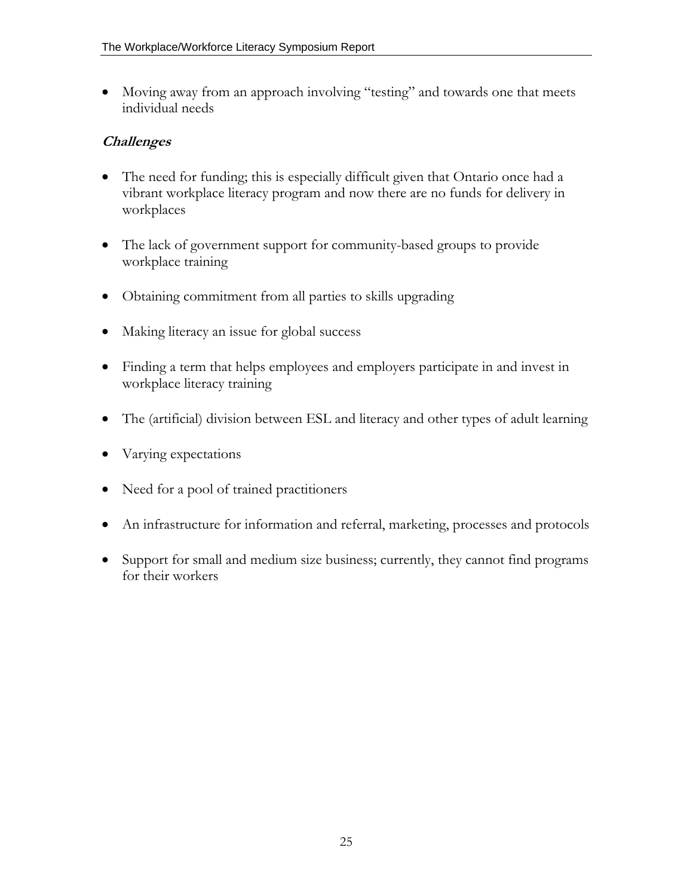- Moving away from an approach involving "testing" and towards one that meets individual needs

### *Challenges*

- The need for funding; this is especially difficult given that Ontario once had a vibrant workplace literacy program and now there are no funds for delivery in workplaces
- The lack of government support for community-based groups to provide workplace training
- Obtaining commitment from all parties to skills upgrading
- Making literacy an issue for global success
- Finding a term that helps employees and employers participate in and invest in workplace literacy training
- The (artificial) division between ESL and literacy and other types of adult learning
- Varying expectations
- Need for a pool of trained practitioners
- An infrastructure for information and referral, marketing, processes and protocols
- Support for small and medium size business; currently, they cannot find programs for their workers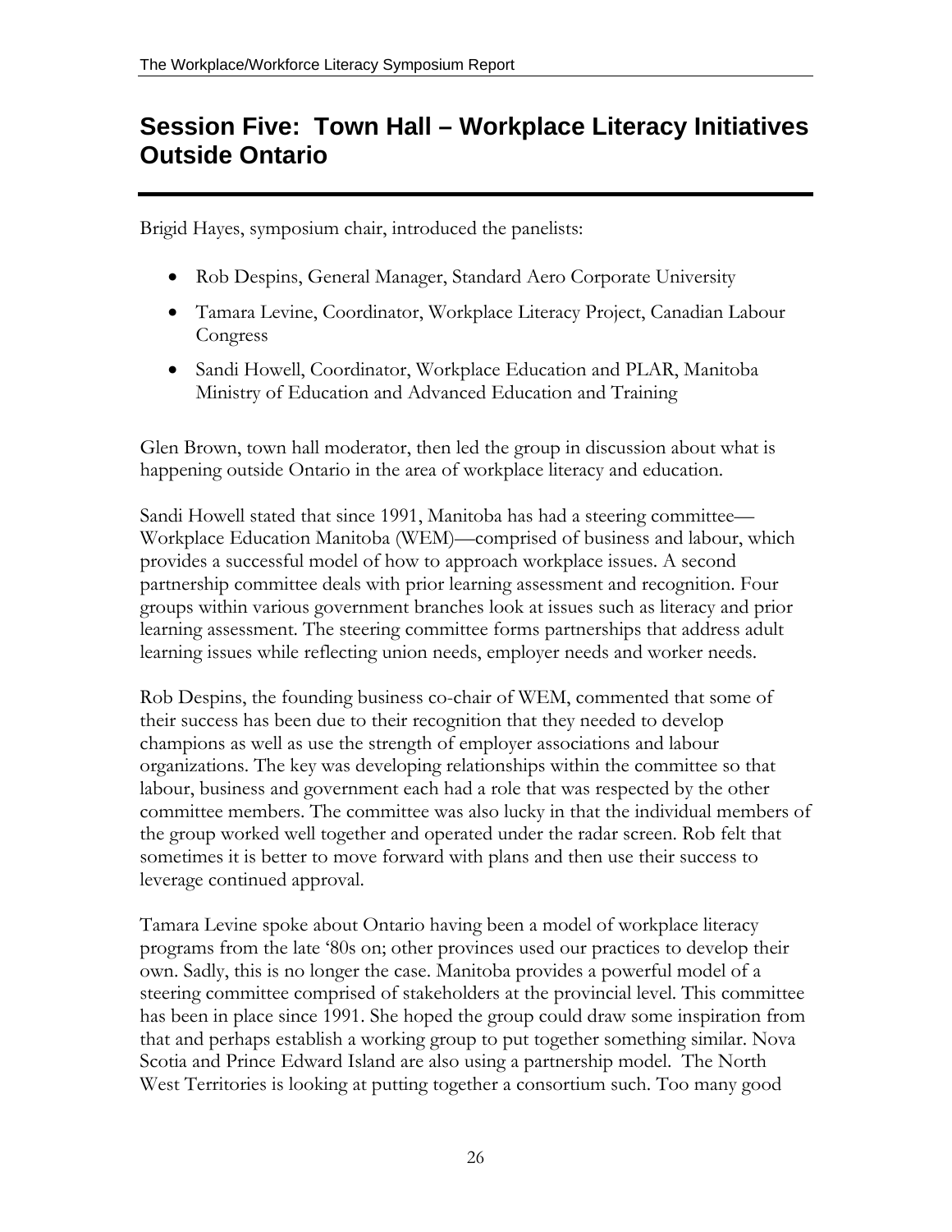## Session Five: Town Hall – Workplace Literacy Initiatives Outside Ontario

Brigid Hayes, symposium chair, introduced the panelists:

- Rob Despins, General Manager, Standard Aero Corporate University
- Tamara Levine, Coordinator, Workplace Literacy Project, Canadian Labour Congress
- Sandi Howell, Coordinator, Workplace Education and PLAR, Manitoba Ministry of Education and Advanced Education and Training

Glen Brown, town hall moderator, then led the group in discussion about what is happening outside Ontario in the area of workplace literacy and education.

Sandi Howell stated that since 1991, Manitoba has had a steering committee—Workplace Education Manitoba (WEM)—comprised of business and labour, which provides a successful model of how to approach workplace issues. A second partnership committee deals with prior learning assessment and recognition. Four groups within various government branches look at issues such as literacy and prior learning assessment. The steering committee forms partnerships that address adult learning issues while reflecting union needs, employer needs and worker needs.

Rob Despins, the founding business co-chair of WEM, commented that some of their success has been due to their recognition that they needed to develop champions as well as use the strength of employer associations and labour organizations. The key was developing relationships within the committee so that labour, business and government each had a role that was respected by the other committee members. The committee was also lucky in that the individual members of the group worked well together and operated under the radar screen. Rob felt that sometimes it is better to move forward with plans and then use their success to leverage continued approval.

Tamara Levine spoke about Ontario having been a model of workplace literacy programs from the late '80s on; other provinces used our practices to develop their own. Sadly, this is no longer the case. Manitoba provides a powerful model of a steering committee comprised of stakeholders at the provincial level. This committee has been in place since 1991. She hoped the group could draw some inspiration from that and perhaps establish a working group to put together something similar. Nova Scotia and Prince Edward Island are also using a partnership model. The North West Territories is looking at putting together a consortium such. Too many good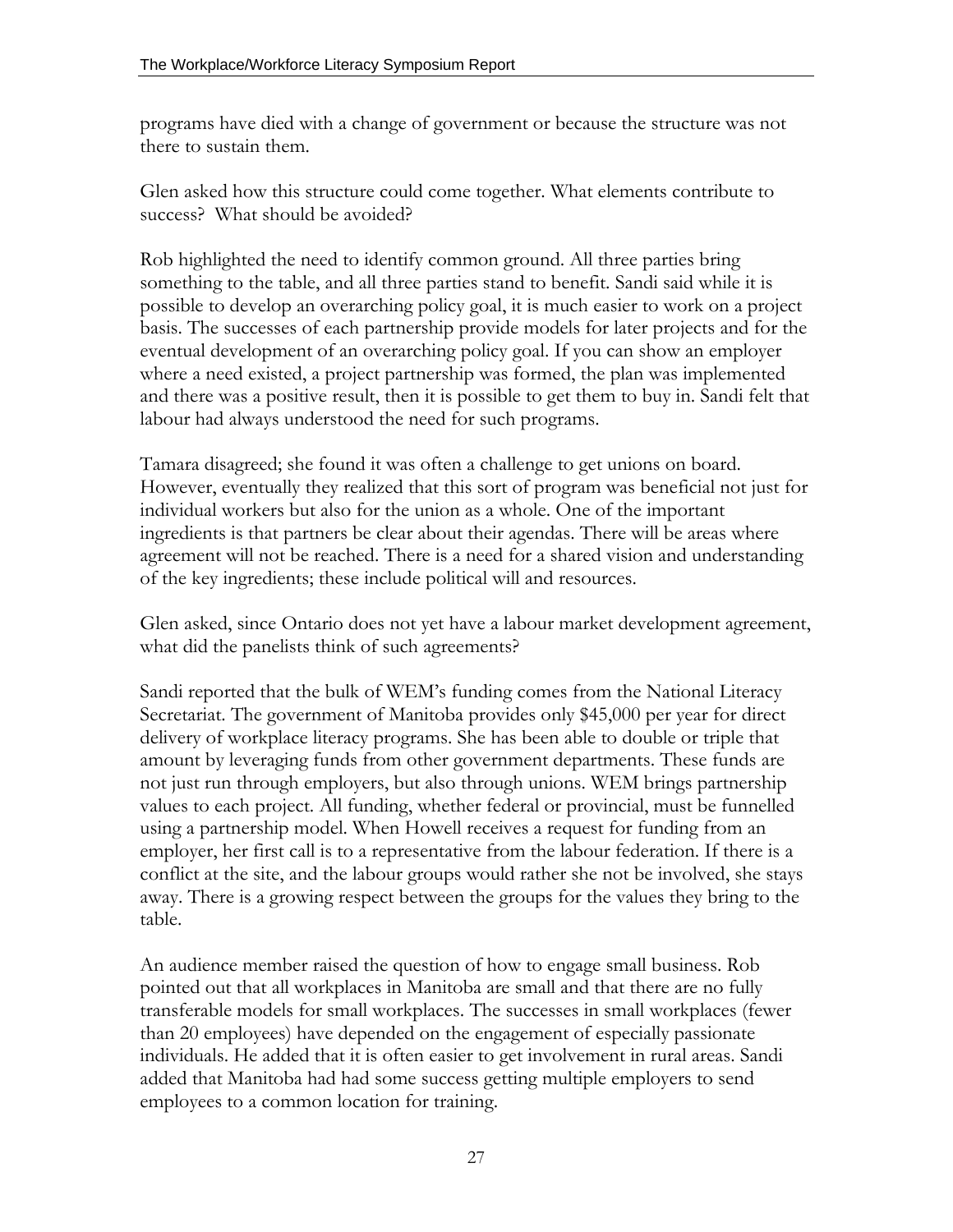programs have died with a change of government or because the structure was not there to sustain them.

Glen asked how this structure could come together. What elements contribute to success? What should be avoided?

Rob highlighted the need to identify common ground. All three parties bring something to the table, and all three parties stand to benefit. Sandi said while it is possible to develop an overarching policy goal, it is much easier to work on a project basis. The successes of each partnership provide models for later projects and for the eventual development of an overarching policy goal. If you can show an employer where a need existed, a project partnership was formed, the plan was implemented and there was a positive result, then it is possible to get them to buy in. Sandi felt that labour had always understood the need for such programs.

Tamara disagreed; she found it was often a challenge to get unions on board. However, eventually they realized that this sort of program was beneficial not just for individual workers but also for the union as a whole. One of the important ingredients is that partners be clear about their agendas. There will be areas where agreement will not be reached. There is a need for a shared vision and understanding of the key ingredients; these include political will and resources.

Glen asked, since Ontario does not yet have a labour market development agreement, what did the panelists think of such agreements?

Sandi reported that the bulk of WEM's funding comes from the National Literacy Secretariat. The government of Manitoba provides only $45,000 per year for direct delivery of workplace literacy programs. She has been able to double or triple that amount by leveraging funds from other government departments. These funds are not just run through employers, but also through unions. WEM brings partnership values to each project. All funding, whether federal or provincial, must be funnelled using a partnership model. When Howell receives a request for funding from an employer, her first call is to a representative from the labour federation. If there is a conflict at the site, and the labour groups would rather she not be involved, she stays away. There is a growing respect between the groups for the values they bring to the table.

An audience member raised the question of how to engage small business. Rob pointed out that all workplaces in Manitoba are small and that there are no fully transferable models for small workplaces. The successes in small workplaces (fewer than 20 employees) have depended on the engagement of especially passionate individuals. He added that it is often easier to get involvement in rural areas. Sandi added that Manitoba had had some success getting multiple employers to send employees to a common location for training.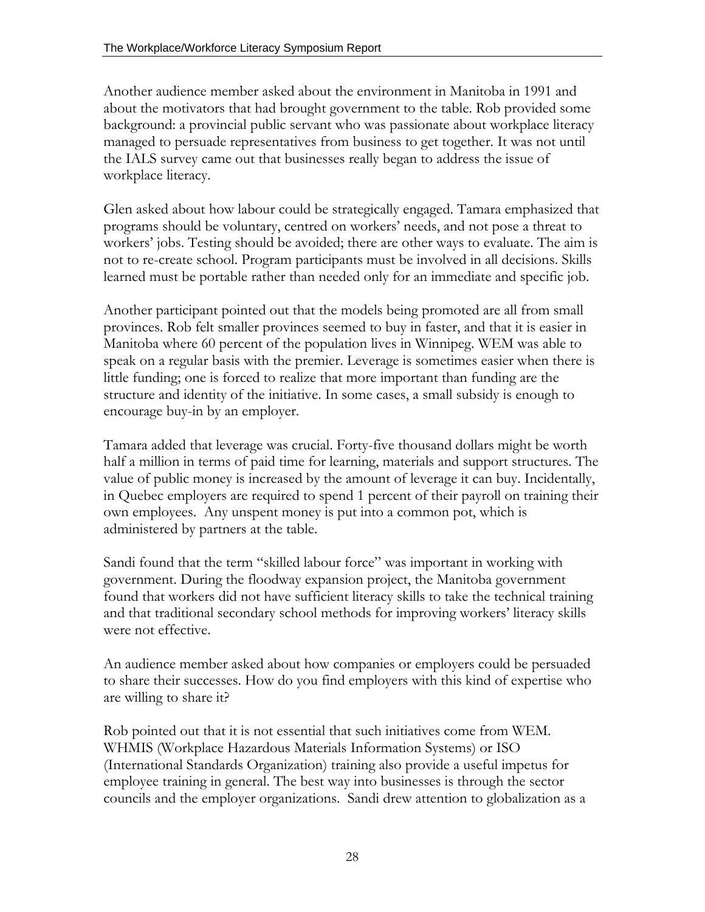Another audience member asked about the environment in Manitoba in 1991 and about the motivators that had brought government to the table. Rob provided some background: a provincial public servant who was passionate about workplace literacy managed to persuade representatives from business to get together. It was not until the IALS survey came out that businesses really began to address the issue of workplace literacy.

Glen asked about how labour could be strategically engaged. Tamara emphasized that programs should be voluntary, centred on workers' needs, and not pose a threat to workers' jobs. Testing should be avoided; there are other ways to evaluate. The aim is not to re-create school. Program participants must be involved in all decisions. Skills learned must be portable rather than needed only for an immediate and specific job.

Another participant pointed out that the models being promoted are all from small provinces. Rob felt smaller provinces seemed to buy in faster, and that it is easier in Manitoba where 60 percent of the population lives in Winnipeg. WEM was able to speak on a regular basis with the premier. Leverage is sometimes easier when there is little funding; one is forced to realize that more important than funding are the structure and identity of the initiative. In some cases, a small subsidy is enough to encourage buy-in by an employer.

Tamara added that leverage was crucial. Forty-five thousand dollars might be worth half a million in terms of paid time for learning, materials and support structures. The value of public money is increased by the amount of leverage it can buy. Incidentally, in Quebec employers are required to spend 1 percent of their payroll on training their own employees. Any unspent money is put into a common pot, which is administered by partners at the table.

Sandi found that the term "skilled labour force" was important in working with government. During the floodway expansion project, the Manitoba government found that workers did not have sufficient literacy skills to take the technical training and that traditional secondary school methods for improving workers' literacy skills were not effective.

An audience member asked about how companies or employers could be persuaded to share their successes. How do you find employers with this kind of expertise who are willing to share it?

Rob pointed out that it is not essential that such initiatives come from WEM. WHMIS (Workplace Hazardous Materials Information Systems) or ISO (International Standards Organization) training also provide a useful impetus for employee training in general. The best way into businesses is through the sector councils and the employer organizations. Sandi drew attention to globalization as a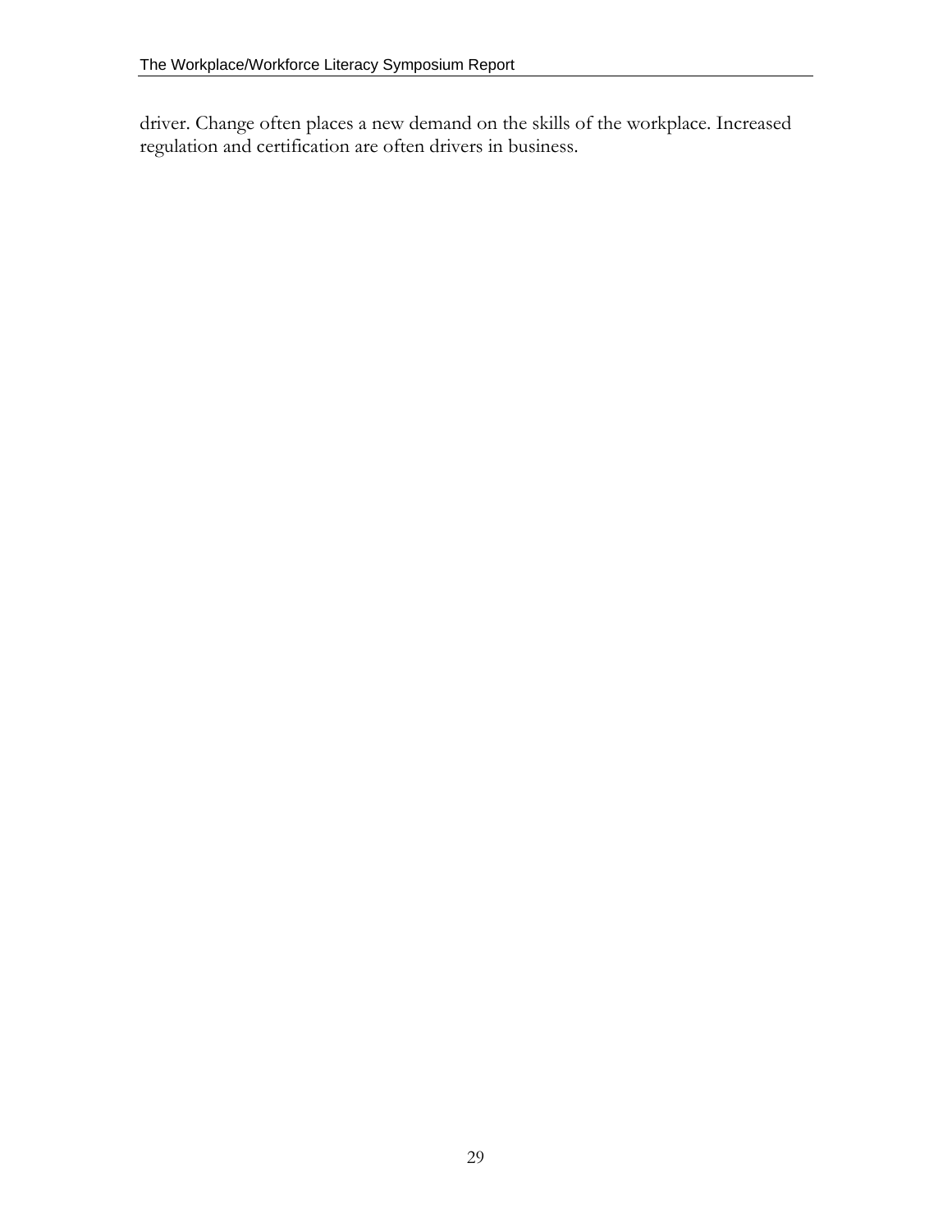driver. Change often places a new demand on the skills of the workplace. Increased regulation and certification are often drivers in business.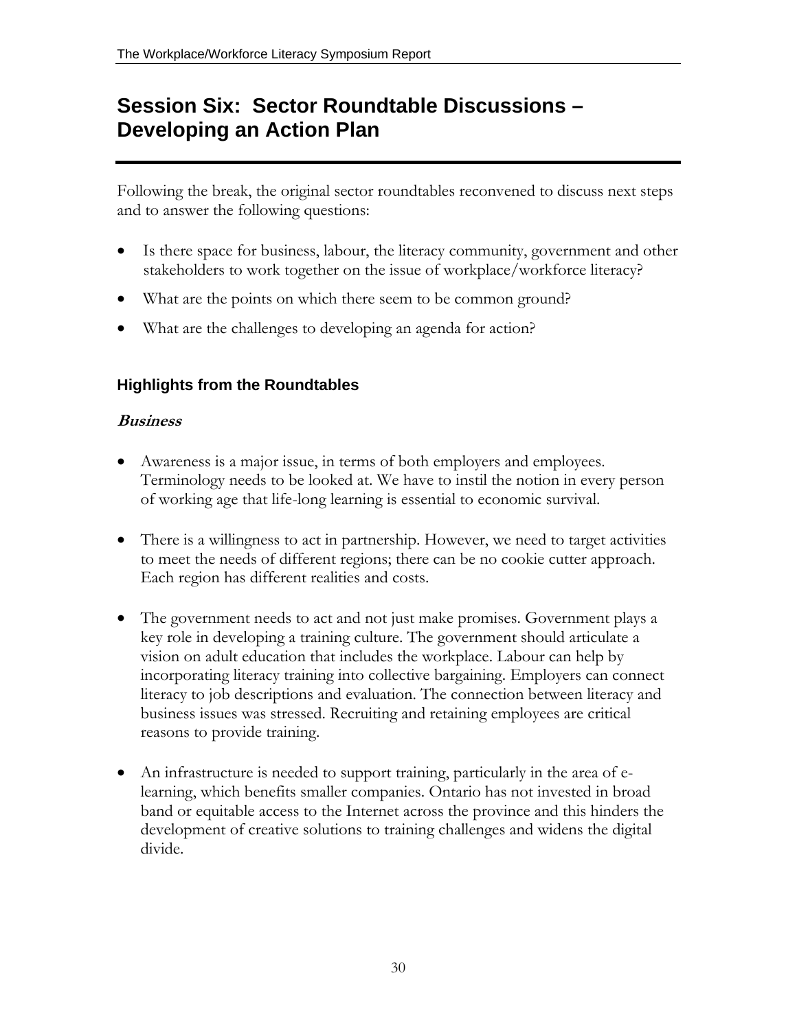## Session Six: Sector Roundtable Discussions – Developing an Action Plan

Following the break, the original sector roundtables reconvened to discuss next steps and to answer the following questions:

- Is there space for business, labour, the literacy community, government and other stakeholders to work together on the issue of workplace/workforce literacy?
- What are the points on which there seem to be common ground?
- What are the challenges to developing an agenda for action?

### Highlights from the Roundtables

#### *Business*

- Awareness is a major issue, in terms of both employers and employees. Terminology needs to be looked at. We have to instil the notion in every person of working age that life-long learning is essential to economic survival.

- There is a willingness to act in partnership. However, we need to target activities to meet the needs of different regions; there can be no cookie cutter approach. Each region has different realities and costs.

- The government needs to act and not just make promises. Government plays a key role in developing a training culture. The government should articulate a vision on adult education that includes the workplace. Labour can help by incorporating literacy training into collective bargaining. Employers can connect literacy to job descriptions and evaluation. The connection between literacy and business issues was stressed. Recruiting and retaining employees are critical reasons to provide training.

- An infrastructure is needed to support training, particularly in the area of e-learning, which benefits smaller companies. Ontario has not invested in broad band or equitable access to the Internet across the province and this hinders the development of creative solutions to training challenges and widens the digital divide.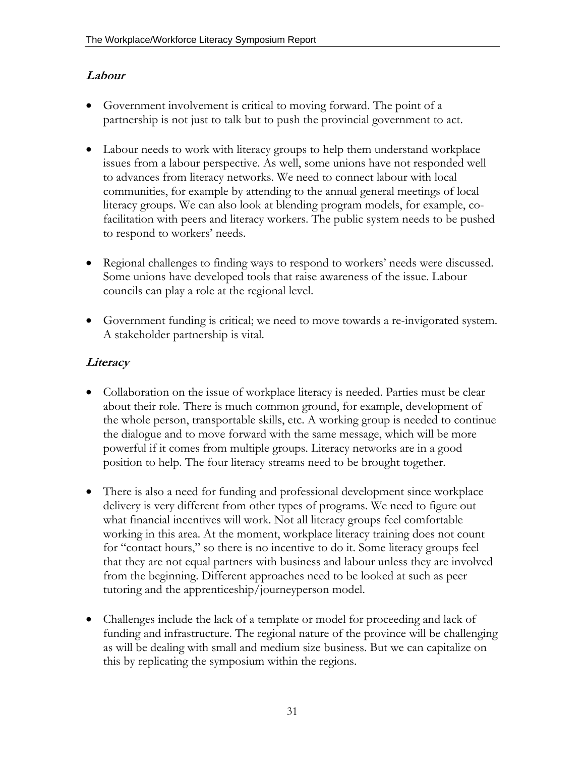***Labour***

- Government involvement is critical to moving forward. The point of a partnership is not just to talk but to push the provincial government to act.

- Labour needs to work with literacy groups to help them understand workplace issues from a labour perspective. As well, some unions have not responded well to advances from literacy networks. We need to connect labour with local communities, for example by attending to the annual general meetings of local literacy groups. We can also look at blending program models, for example, co-facilitation with peers and literacy workers. The public system needs to be pushed to respond to workers' needs.

- Regional challenges to finding ways to respond to workers' needs were discussed. Some unions have developed tools that raise awareness of the issue. Labour councils can play a role at the regional level.

- Government funding is critical; we need to move towards a re-invigorated system. A stakeholder partnership is vital.

***Literacy***

- Collaboration on the issue of workplace literacy is needed. Parties must be clear about their role. There is much common ground, for example, development of the whole person, transportable skills, etc. A working group is needed to continue the dialogue and to move forward with the same message, which will be more powerful if it comes from multiple groups. Literacy networks are in a good position to help. The four literacy streams need to be brought together.

- There is also a need for funding and professional development since workplace delivery is very different from other types of programs. We need to figure out what financial incentives will work. Not all literacy groups feel comfortable working in this area. At the moment, workplace literacy training does not count for "contact hours," so there is no incentive to do it. Some literacy groups feel that they are not equal partners with business and labour unless they are involved from the beginning. Different approaches need to be looked at such as peer tutoring and the apprenticeship/journeyperson model.

- Challenges include the lack of a template or model for proceeding and lack of funding and infrastructure. The regional nature of the province will be challenging as will be dealing with small and medium size business. But we can capitalize on this by replicating the symposium within the regions.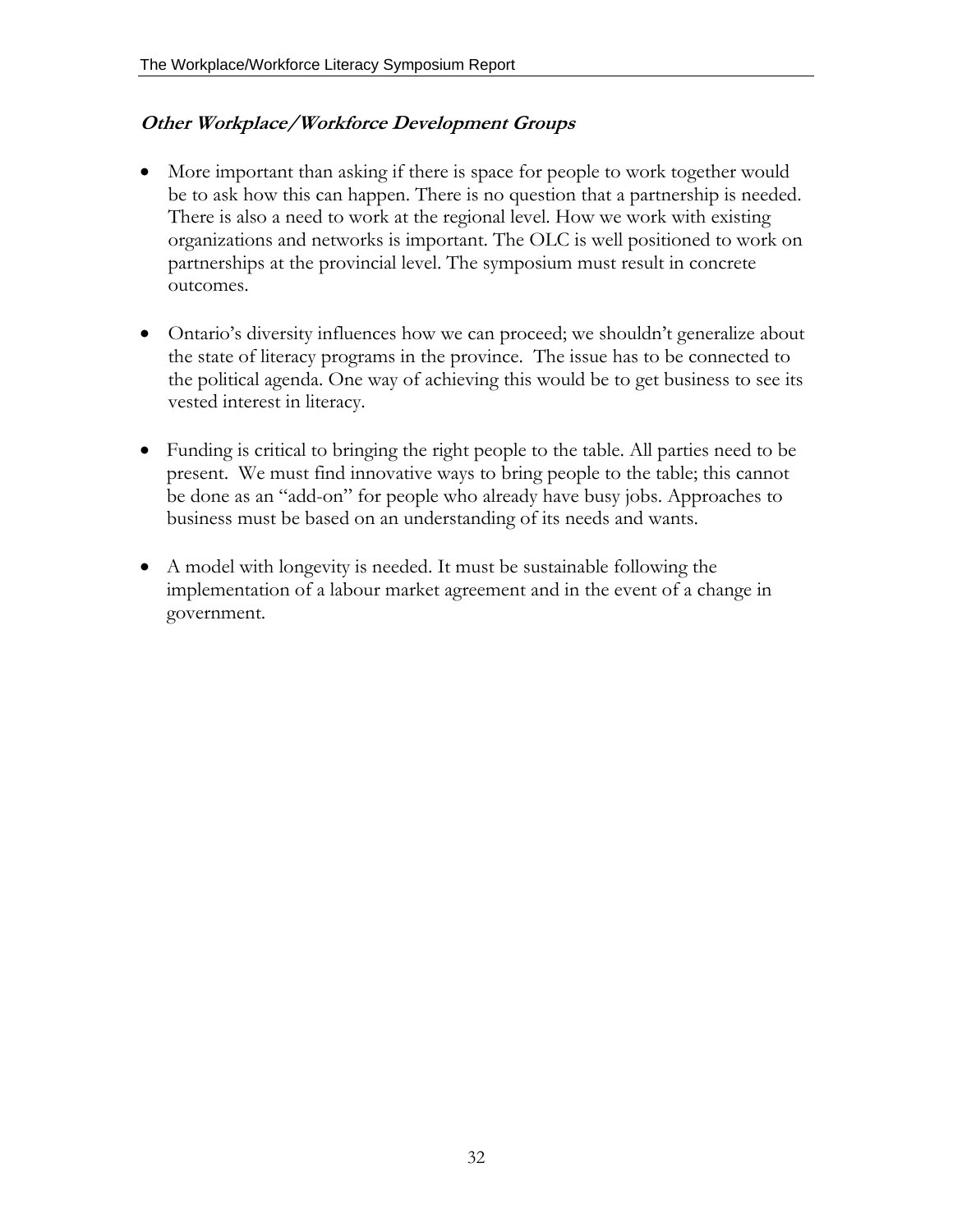### *Other Workplace/Workforce Development Groups*

- More important than asking if there is space for people to work together would be to ask how this can happen. There is no question that a partnership is needed. There is also a need to work at the regional level. How we work with existing organizations and networks is important. The OLC is well positioned to work on partnerships at the provincial level. The symposium must result in concrete outcomes.

- Ontario's diversity influences how we can proceed; we shouldn't generalize about the state of literacy programs in the province. The issue has to be connected to the political agenda. One way of achieving this would be to get business to see its vested interest in literacy.

- Funding is critical to bringing the right people to the table. All parties need to be present. We must find innovative ways to bring people to the table; this cannot be done as an "add-on" for people who already have busy jobs. Approaches to business must be based on an understanding of its needs and wants.

- A model with longevity is needed. It must be sustainable following the implementation of a labour market agreement and in the event of a change in government.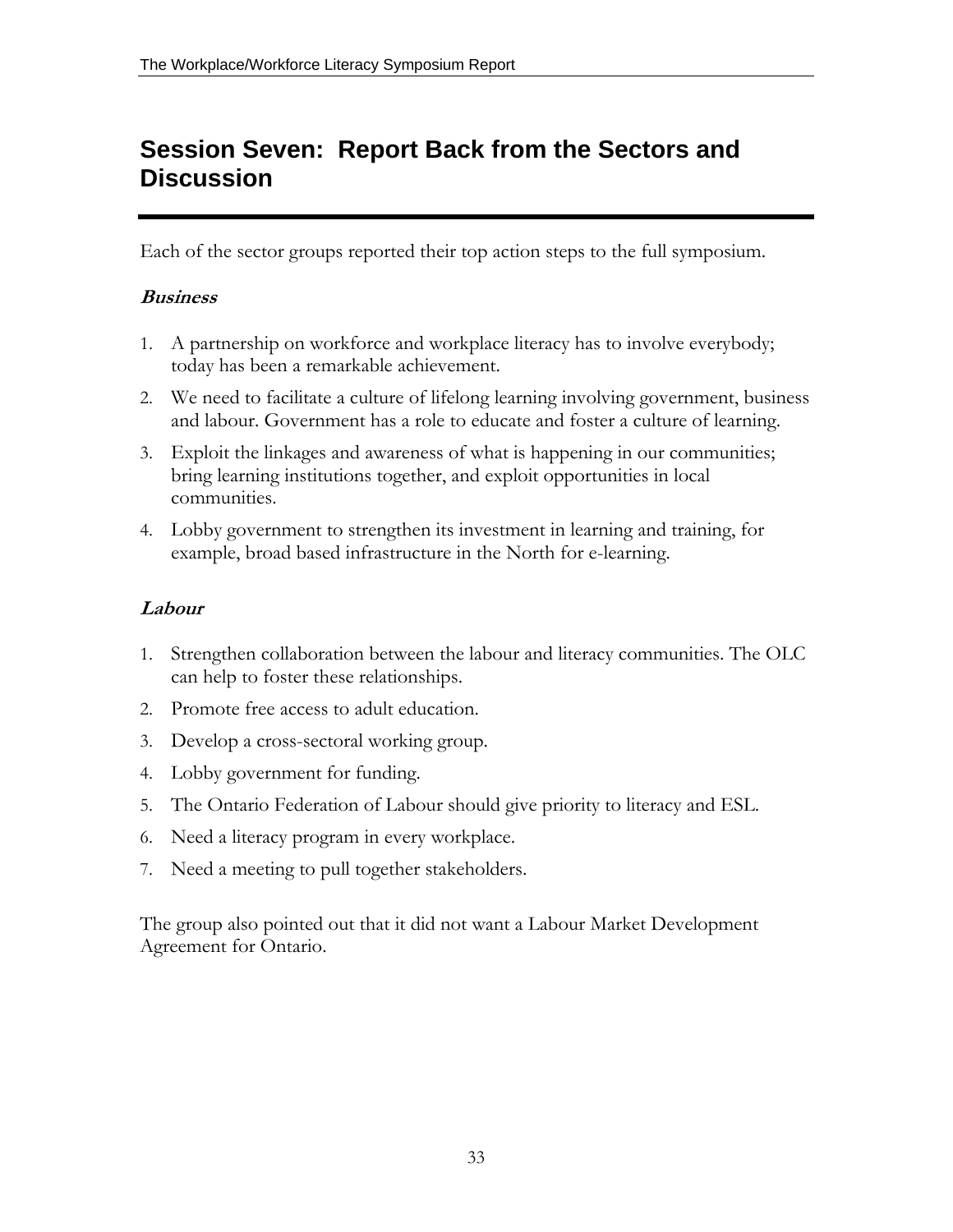# Session Seven: Report Back from the Sectors and Discussion

Each of the sector groups reported their top action steps to the full symposium.

### *Business*

1. A partnership on workforce and workplace literacy has to involve everybody; today has been a remarkable achievement.
2. We need to facilitate a culture of lifelong learning involving government, business and labour. Government has a role to educate and foster a culture of learning.
3. Exploit the linkages and awareness of what is happening in our communities; bring learning institutions together, and exploit opportunities in local communities.
4. Lobby government to strengthen its investment in learning and training, for example, broad based infrastructure in the North for e-learning.

### *Labour*

1. Strengthen collaboration between the labour and literacy communities. The OLC can help to foster these relationships.
2. Promote free access to adult education.
3. Develop a cross-sectoral working group.
4. Lobby government for funding.
5. The Ontario Federation of Labour should give priority to literacy and ESL.
6. Need a literacy program in every workplace.
7. Need a meeting to pull together stakeholders.

The group also pointed out that it did not want a Labour Market Development Agreement for Ontario.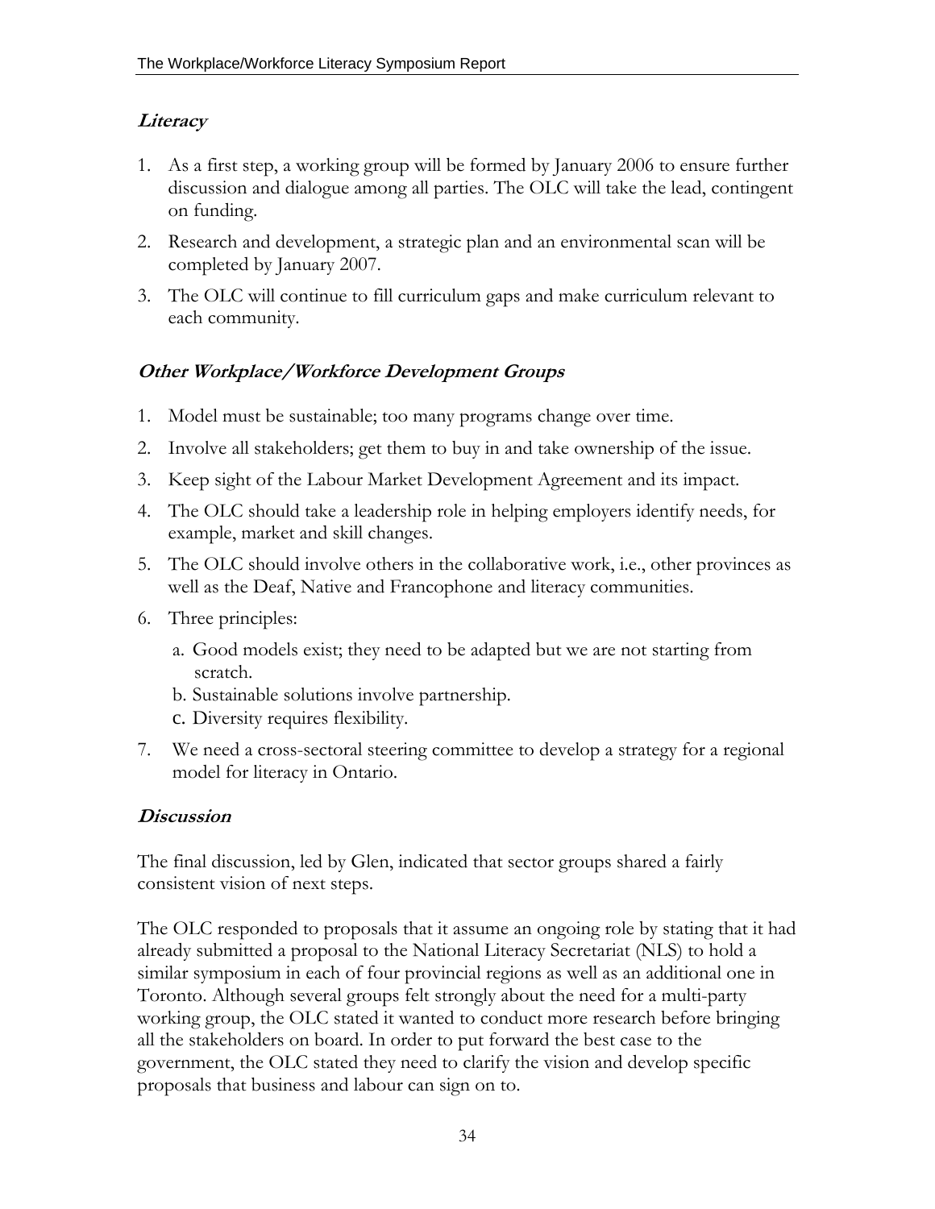### *Literacy*

1. As a first step, a working group will be formed by January 2006 to ensure further discussion and dialogue among all parties. The OLC will take the lead, contingent on funding.
2. Research and development, a strategic plan and an environmental scan will be completed by January 2007.
3. The OLC will continue to fill curriculum gaps and make curriculum relevant to each community.

### *Other Workplace/Workforce Development Groups*

1. Model must be sustainable; too many programs change over time.
2. Involve all stakeholders; get them to buy in and take ownership of the issue.
3. Keep sight of the Labour Market Development Agreement and its impact.
4. The OLC should take a leadership role in helping employers identify needs, for example, market and skill changes.
5. The OLC should involve others in the collaborative work, i.e., other provinces as well as the Deaf, Native and Francophone and literacy communities.
6. Three principles:
   a. Good models exist; they need to be adapted but we are not starting from scratch.
   b. Sustainable solutions involve partnership.
   c. Diversity requires flexibility.
7. We need a cross-sectoral steering committee to develop a strategy for a regional model for literacy in Ontario.

### *Discussion*

The final discussion, led by Glen, indicated that sector groups shared a fairly consistent vision of next steps.

The OLC responded to proposals that it assume an ongoing role by stating that it had already submitted a proposal to the National Literacy Secretariat (NLS) to hold a similar symposium in each of four provincial regions as well as an additional one in Toronto. Although several groups felt strongly about the need for a multi-party working group, the OLC stated it wanted to conduct more research before bringing all the stakeholders on board. In order to put forward the best case to the government, the OLC stated they need to clarify the vision and develop specific proposals that business and labour can sign on to.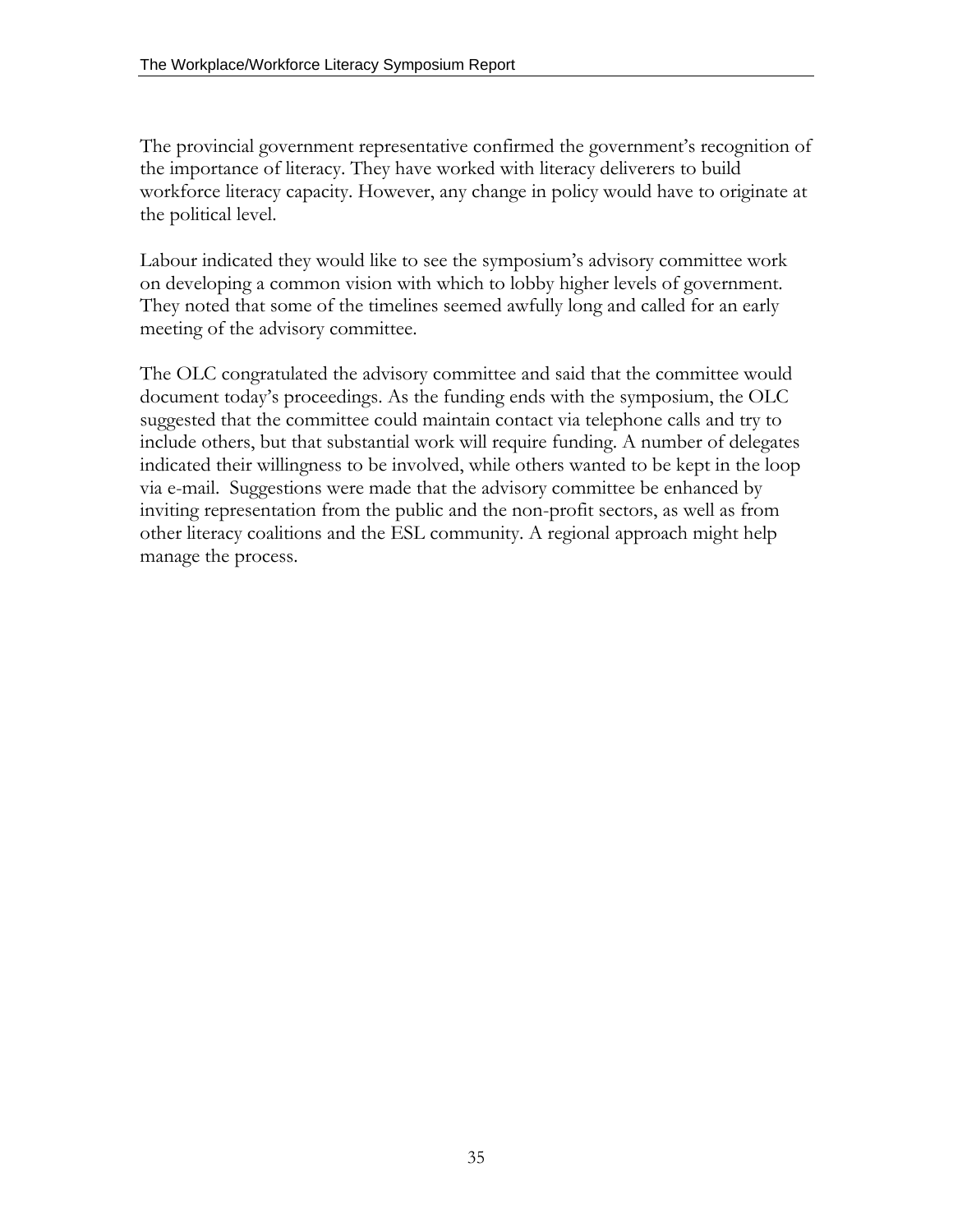The provincial government representative confirmed the government's recognition of the importance of literacy. They have worked with literacy deliverers to build workforce literacy capacity. However, any change in policy would have to originate at the political level.

Labour indicated they would like to see the symposium's advisory committee work on developing a common vision with which to lobby higher levels of government. They noted that some of the timelines seemed awfully long and called for an early meeting of the advisory committee.

The OLC congratulated the advisory committee and said that the committee would document today's proceedings. As the funding ends with the symposium, the OLC suggested that the committee could maintain contact via telephone calls and try to include others, but that substantial work will require funding. A number of delegates indicated their willingness to be involved, while others wanted to be kept in the loop via e-mail. Suggestions were made that the advisory committee be enhanced by inviting representation from the public and the non-profit sectors, as well as from other literacy coalitions and the ESL community. A regional approach might help manage the process.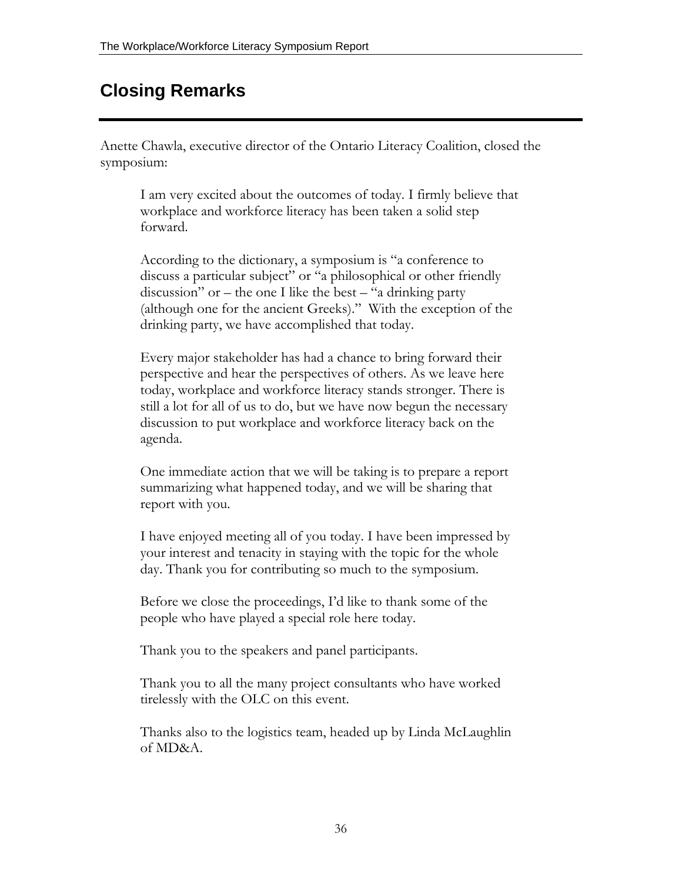## Closing Remarks

Anette Chawla, executive director of the Ontario Literacy Coalition, closed the symposium:

> I am very excited about the outcomes of today. I firmly believe that workplace and workforce literacy has been taken a solid step forward.
>
> According to the dictionary, a symposium is "a conference to discuss a particular subject" or "a philosophical or other friendly discussion" or – the one I like the best – "a drinking party (although one for the ancient Greeks)." With the exception of the drinking party, we have accomplished that today.
>
> Every major stakeholder has had a chance to bring forward their perspective and hear the perspectives of others. As we leave here today, workplace and workforce literacy stands stronger. There is still a lot for all of us to do, but we have now begun the necessary discussion to put workplace and workforce literacy back on the agenda.
>
> One immediate action that we will be taking is to prepare a report summarizing what happened today, and we will be sharing that report with you.
>
> I have enjoyed meeting all of you today. I have been impressed by your interest and tenacity in staying with the topic for the whole day. Thank you for contributing so much to the symposium.
>
> Before we close the proceedings, I'd like to thank some of the people who have played a special role here today.
>
> Thank you to the speakers and panel participants.
>
> Thank you to all the many project consultants who have worked tirelessly with the OLC on this event.
>
> Thanks also to the logistics team, headed up by Linda McLaughlin of MD&A.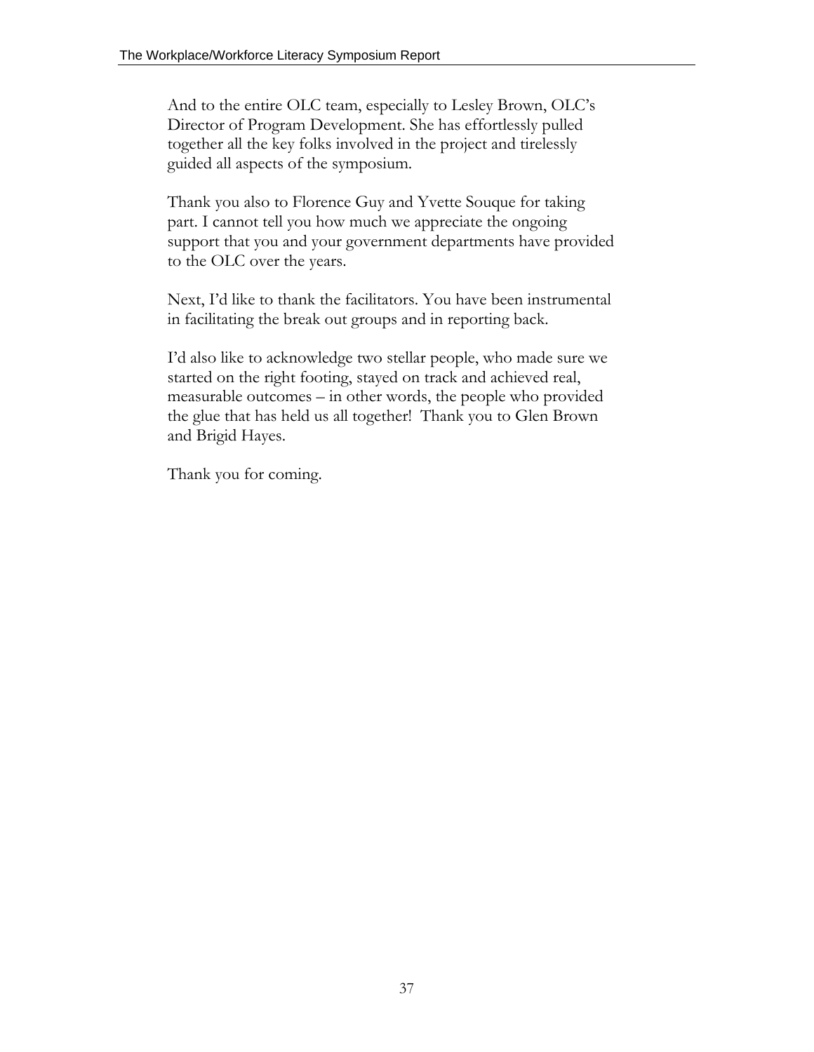And to the entire OLC team, especially to Lesley Brown, OLC's Director of Program Development. She has effortlessly pulled together all the key folks involved in the project and tirelessly guided all aspects of the symposium.

Thank you also to Florence Guy and Yvette Souque for taking part. I cannot tell you how much we appreciate the ongoing support that you and your government departments have provided to the OLC over the years.

Next, I'd like to thank the facilitators. You have been instrumental in facilitating the break out groups and in reporting back.

I'd also like to acknowledge two stellar people, who made sure we started on the right footing, stayed on track and achieved real, measurable outcomes – in other words, the people who provided the glue that has held us all together!  Thank you to Glen Brown and Brigid Hayes.

Thank you for coming.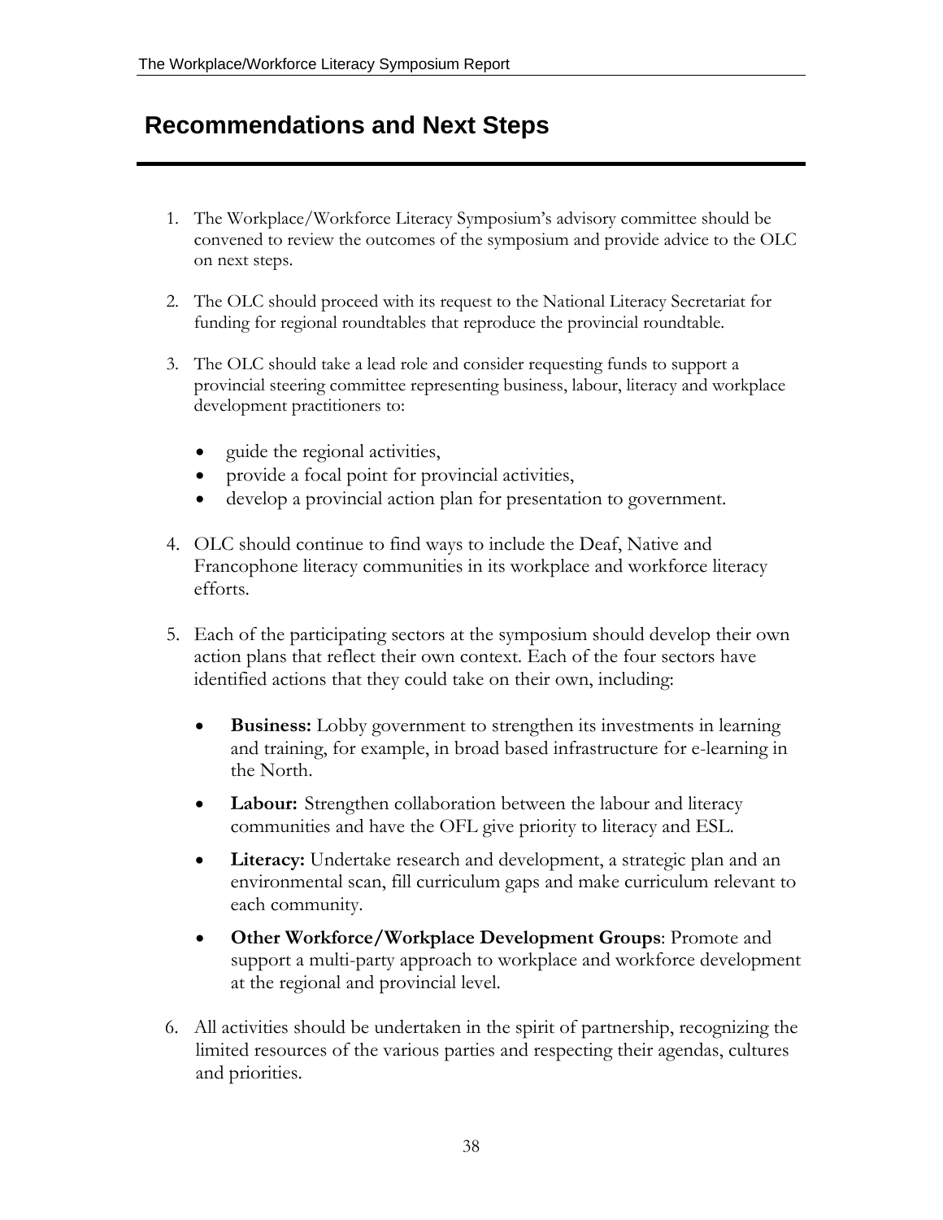# Recommendations and Next Steps

1. The Workplace/Workforce Literacy Symposium's advisory committee should be convened to review the outcomes of the symposium and provide advice to the OLC on next steps.

2. The OLC should proceed with its request to the National Literacy Secretariat for funding for regional roundtables that reproduce the provincial roundtable.

3. The OLC should take a lead role and consider requesting funds to support a provincial steering committee representing business, labour, literacy and workplace development practitioners to:

   - guide the regional activities,
   - provide a focal point for provincial activities,
   - develop a provincial action plan for presentation to government.

4. OLC should continue to find ways to include the Deaf, Native and Francophone literacy communities in its workplace and workforce literacy efforts.

5. Each of the participating sectors at the symposium should develop their own action plans that reflect their own context. Each of the four sectors have identified actions that they could take on their own, including:

   - **Business:** Lobby government to strengthen its investments in learning and training, for example, in broad based infrastructure for e-learning in the North.

   - **Labour:** Strengthen collaboration between the labour and literacy communities and have the OFL give priority to literacy and ESL.

   - **Literacy:** Undertake research and development, a strategic plan and an environmental scan, fill curriculum gaps and make curriculum relevant to each community.

   - **Other Workforce/Workplace Development Groups**: Promote and support a multi-party approach to workplace and workforce development at the regional and provincial level.

6. All activities should be undertaken in the spirit of partnership, recognizing the limited resources of the various parties and respecting their agendas, cultures and priorities.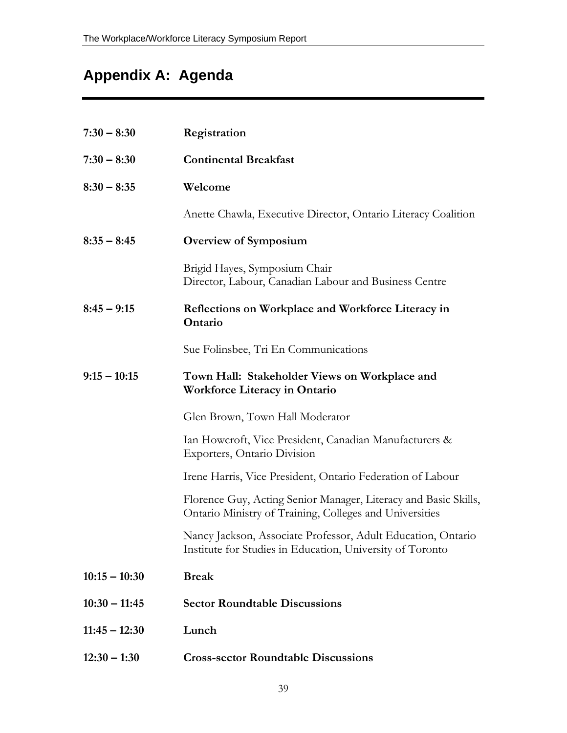## Appendix A: Agenda

| | |
|---|---|
| **7:30 – 8:30** | **Registration** |
| **7:30 – 8:30** | **Continental Breakfast** |
| **8:30 – 8:35** | **Welcome** |
| | Anette Chawla, Executive Director, Ontario Literacy Coalition |
| **8:35 – 8:45** | **Overview of Symposium** |
| | Brigid Hayes, Symposium Chair<br>Director, Labour, Canadian Labour and Business Centre |
| **8:45 – 9:15** | **Reflections on Workplace and Workforce Literacy in Ontario** |
| | Sue Folinsbee, Tri En Communications |
| **9:15 – 10:15** | **Town Hall: Stakeholder Views on Workplace and Workforce Literacy in Ontario** |
| | Glen Brown, Town Hall Moderator |
| | Ian Howcroft, Vice President, Canadian Manufacturers & Exporters, Ontario Division |
| | Irene Harris, Vice President, Ontario Federation of Labour |
| | Florence Guy, Acting Senior Manager, Literacy and Basic Skills, Ontario Ministry of Training, Colleges and Universities |
| | Nancy Jackson, Associate Professor, Adult Education, Ontario Institute for Studies in Education, University of Toronto |
| **10:15 – 10:30** | **Break** |
| **10:30 – 11:45** | **Sector Roundtable Discussions** |
| **11:45 – 12:30** | **Lunch** |
| **12:30 – 1:30** | **Cross-sector Roundtable Discussions** |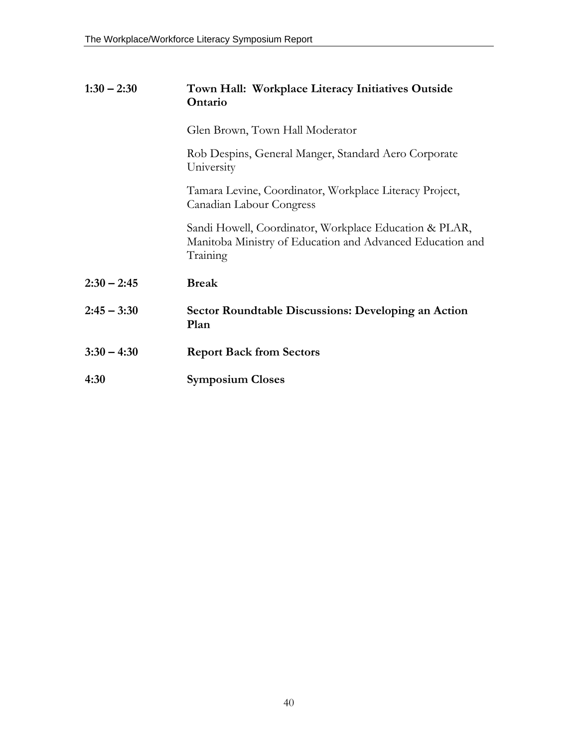**1:30 – 2:30** **Town Hall: Workplace Literacy Initiatives Outside Ontario**

Glen Brown, Town Hall Moderator

Rob Despins, General Manger, Standard Aero Corporate University

Tamara Levine, Coordinator, Workplace Literacy Project, Canadian Labour Congress

Sandi Howell, Coordinator, Workplace Education & PLAR, Manitoba Ministry of Education and Advanced Education and Training

**2:30 – 2:45** **Break**

**2:45 – 3:30** **Sector Roundtable Discussions: Developing an Action Plan**

**3:30 – 4:30** **Report Back from Sectors**

**4:30** **Symposium Closes**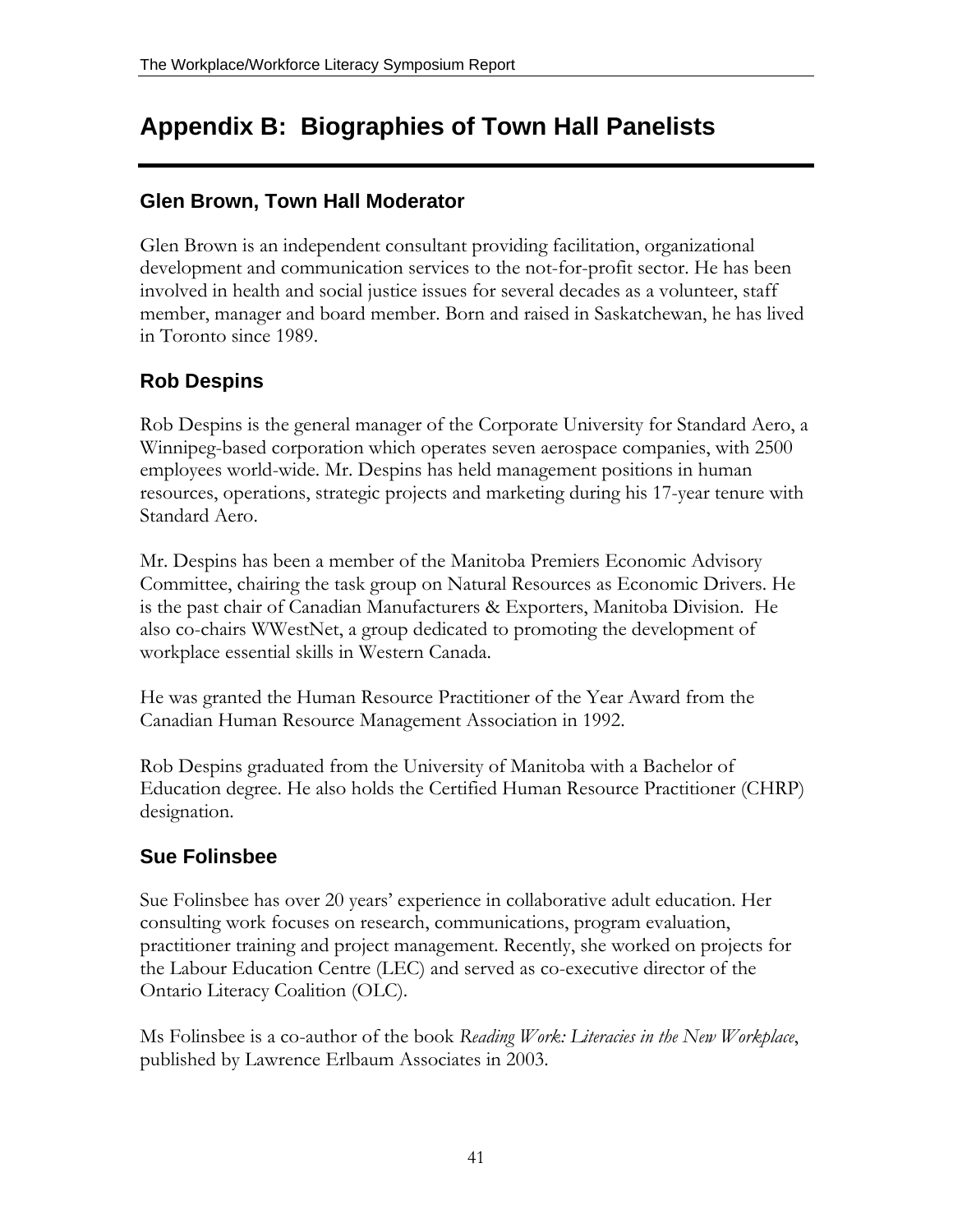# Appendix B: Biographies of Town Hall Panelists

## Glen Brown, Town Hall Moderator

Glen Brown is an independent consultant providing facilitation, organizational development and communication services to the not-for-profit sector. He has been involved in health and social justice issues for several decades as a volunteer, staff member, manager and board member. Born and raised in Saskatchewan, he has lived in Toronto since 1989.

## Rob Despins

Rob Despins is the general manager of the Corporate University for Standard Aero, a Winnipeg-based corporation which operates seven aerospace companies, with 2500 employees world-wide. Mr. Despins has held management positions in human resources, operations, strategic projects and marketing during his 17-year tenure with Standard Aero.

Mr. Despins has been a member of the Manitoba Premiers Economic Advisory Committee, chairing the task group on Natural Resources as Economic Drivers. He is the past chair of Canadian Manufacturers & Exporters, Manitoba Division. He also co-chairs WWestNet, a group dedicated to promoting the development of workplace essential skills in Western Canada.

He was granted the Human Resource Practitioner of the Year Award from the Canadian Human Resource Management Association in 1992.

Rob Despins graduated from the University of Manitoba with a Bachelor of Education degree. He also holds the Certified Human Resource Practitioner (CHRP) designation.

## Sue Folinsbee

Sue Folinsbee has over 20 years' experience in collaborative adult education. Her consulting work focuses on research, communications, program evaluation, practitioner training and project management. Recently, she worked on projects for the Labour Education Centre (LEC) and served as co-executive director of the Ontario Literacy Coalition (OLC).

Ms Folinsbee is a co-author of the book *Reading Work: Literacies in the New Workplace*, published by Lawrence Erlbaum Associates in 2003.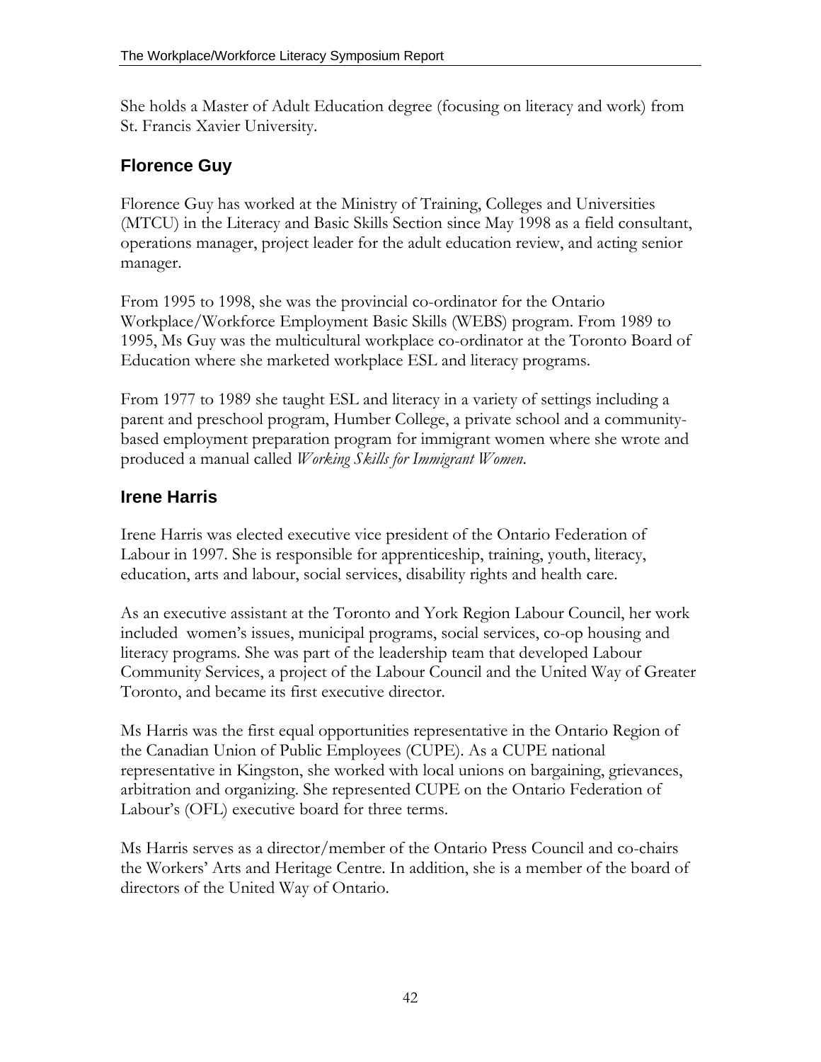She holds a Master of Adult Education degree (focusing on literacy and work) from St. Francis Xavier University.

## Florence Guy

Florence Guy has worked at the Ministry of Training, Colleges and Universities (MTCU) in the Literacy and Basic Skills Section since May 1998 as a field consultant, operations manager, project leader for the adult education review, and acting senior manager.

From 1995 to 1998, she was the provincial co-ordinator for the Ontario Workplace/Workforce Employment Basic Skills (WEBS) program. From 1989 to 1995, Ms Guy was the multicultural workplace co-ordinator at the Toronto Board of Education where she marketed workplace ESL and literacy programs.

From 1977 to 1989 she taught ESL and literacy in a variety of settings including a parent and preschool program, Humber College, a private school and a community-based employment preparation program for immigrant women where she wrote and produced a manual called *Working Skills for Immigrant Women*.

## Irene Harris

Irene Harris was elected executive vice president of the Ontario Federation of Labour in 1997. She is responsible for apprenticeship, training, youth, literacy, education, arts and labour, social services, disability rights and health care.

As an executive assistant at the Toronto and York Region Labour Council, her work included women's issues, municipal programs, social services, co-op housing and literacy programs. She was part of the leadership team that developed Labour Community Services, a project of the Labour Council and the United Way of Greater Toronto, and became its first executive director.

Ms Harris was the first equal opportunities representative in the Ontario Region of the Canadian Union of Public Employees (CUPE). As a CUPE national representative in Kingston, she worked with local unions on bargaining, grievances, arbitration and organizing. She represented CUPE on the Ontario Federation of Labour's (OFL) executive board for three terms.

Ms Harris serves as a director/member of the Ontario Press Council and co-chairs the Workers' Arts and Heritage Centre. In addition, she is a member of the board of directors of the United Way of Ontario.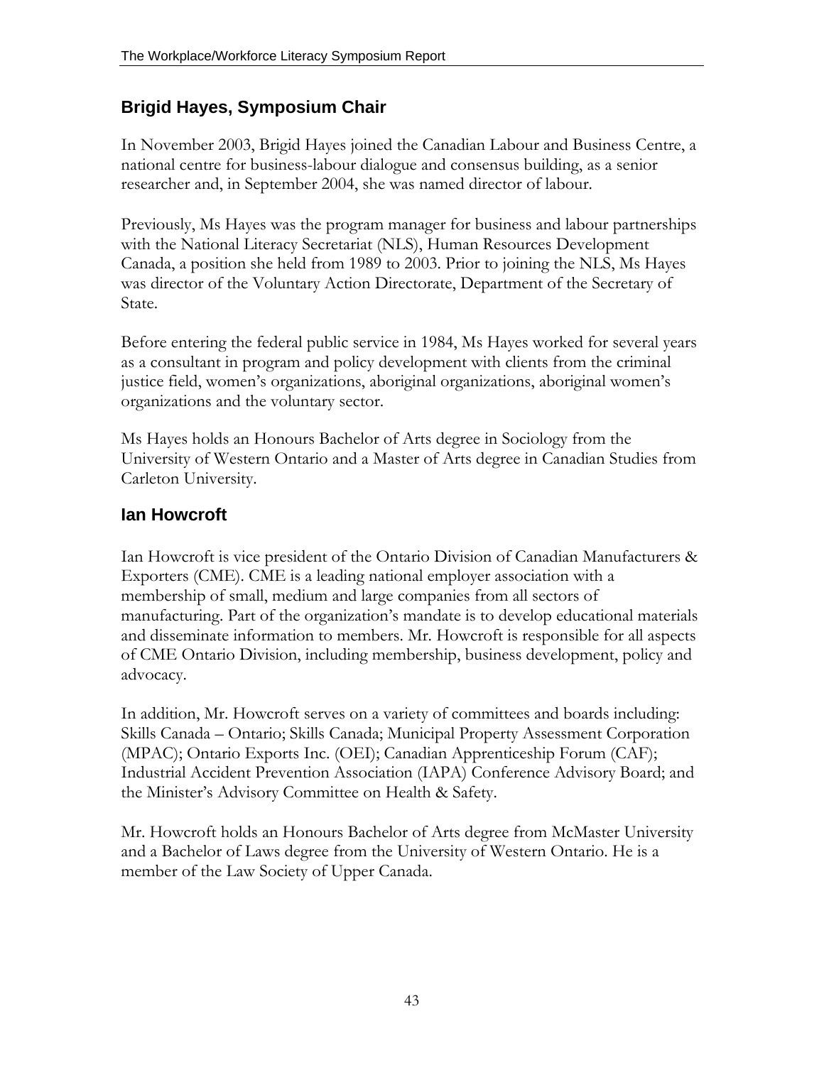## Brigid Hayes, Symposium Chair

In November 2003, Brigid Hayes joined the Canadian Labour and Business Centre, a national centre for business-labour dialogue and consensus building, as a senior researcher and, in September 2004, she was named director of labour.

Previously, Ms Hayes was the program manager for business and labour partnerships with the National Literacy Secretariat (NLS), Human Resources Development Canada, a position she held from 1989 to 2003. Prior to joining the NLS, Ms Hayes was director of the Voluntary Action Directorate, Department of the Secretary of State.

Before entering the federal public service in 1984, Ms Hayes worked for several years as a consultant in program and policy development with clients from the criminal justice field, women's organizations, aboriginal organizations, aboriginal women's organizations and the voluntary sector.

Ms Hayes holds an Honours Bachelor of Arts degree in Sociology from the University of Western Ontario and a Master of Arts degree in Canadian Studies from Carleton University.

## Ian Howcroft

Ian Howcroft is vice president of the Ontario Division of Canadian Manufacturers & Exporters (CME). CME is a leading national employer association with a membership of small, medium and large companies from all sectors of manufacturing. Part of the organization's mandate is to develop educational materials and disseminate information to members. Mr. Howcroft is responsible for all aspects of CME Ontario Division, including membership, business development, policy and advocacy.

In addition, Mr. Howcroft serves on a variety of committees and boards including: Skills Canada – Ontario; Skills Canada; Municipal Property Assessment Corporation (MPAC); Ontario Exports Inc. (OEI); Canadian Apprenticeship Forum (CAF); Industrial Accident Prevention Association (IAPA) Conference Advisory Board; and the Minister's Advisory Committee on Health & Safety.

Mr. Howcroft holds an Honours Bachelor of Arts degree from McMaster University and a Bachelor of Laws degree from the University of Western Ontario. He is a member of the Law Society of Upper Canada.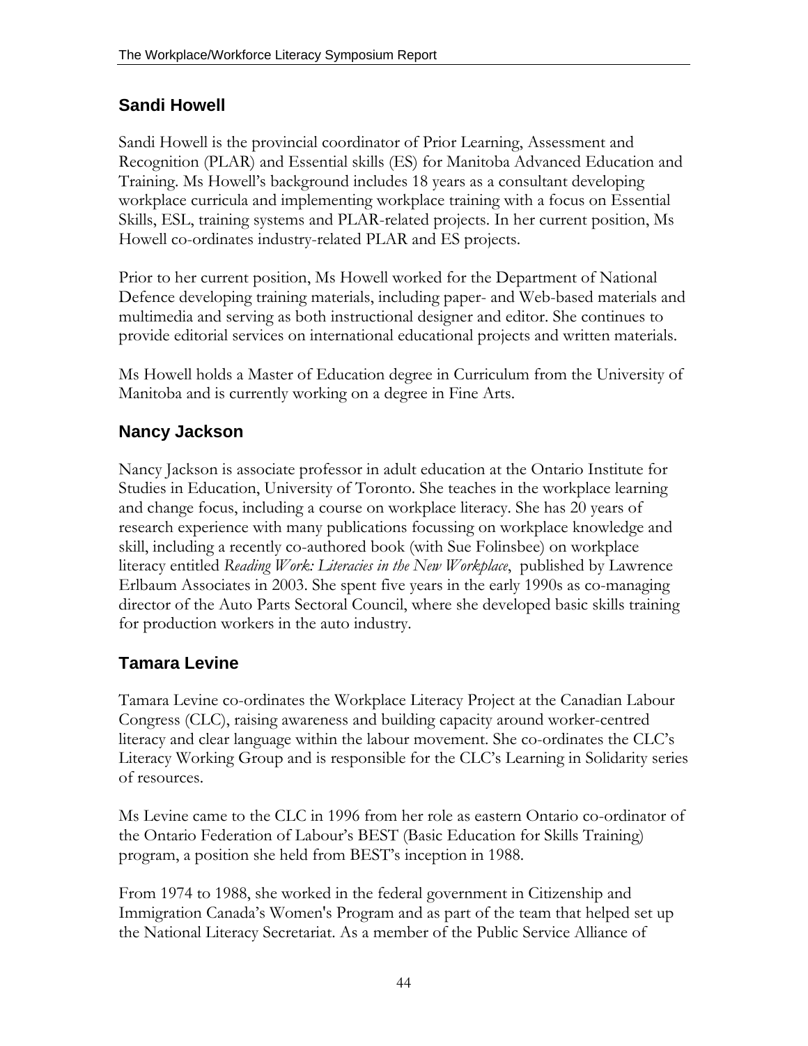## Sandi Howell

Sandi Howell is the provincial coordinator of Prior Learning, Assessment and Recognition (PLAR) and Essential skills (ES) for Manitoba Advanced Education and Training. Ms Howell's background includes 18 years as a consultant developing workplace curricula and implementing workplace training with a focus on Essential Skills, ESL, training systems and PLAR-related projects. In her current position, Ms Howell co-ordinates industry-related PLAR and ES projects.

Prior to her current position, Ms Howell worked for the Department of National Defence developing training materials, including paper- and Web-based materials and multimedia and serving as both instructional designer and editor. She continues to provide editorial services on international educational projects and written materials.

Ms Howell holds a Master of Education degree in Curriculum from the University of Manitoba and is currently working on a degree in Fine Arts.

## Nancy Jackson

Nancy Jackson is associate professor in adult education at the Ontario Institute for Studies in Education, University of Toronto. She teaches in the workplace learning and change focus, including a course on workplace literacy. She has 20 years of research experience with many publications focussing on workplace knowledge and skill, including a recently co-authored book (with Sue Folinsbee) on workplace literacy entitled *Reading Work: Literacies in the New Workplace*, published by Lawrence Erlbaum Associates in 2003. She spent five years in the early 1990s as co-managing director of the Auto Parts Sectoral Council, where she developed basic skills training for production workers in the auto industry.

## Tamara Levine

Tamara Levine co-ordinates the Workplace Literacy Project at the Canadian Labour Congress (CLC), raising awareness and building capacity around worker-centred literacy and clear language within the labour movement. She co-ordinates the CLC's Literacy Working Group and is responsible for the CLC's Learning in Solidarity series of resources.

Ms Levine came to the CLC in 1996 from her role as eastern Ontario co-ordinator of the Ontario Federation of Labour's BEST (Basic Education for Skills Training) program, a position she held from BEST's inception in 1988.

From 1974 to 1988, she worked in the federal government in Citizenship and Immigration Canada's Women's Program and as part of the team that helped set up the National Literacy Secretariat. As a member of the Public Service Alliance of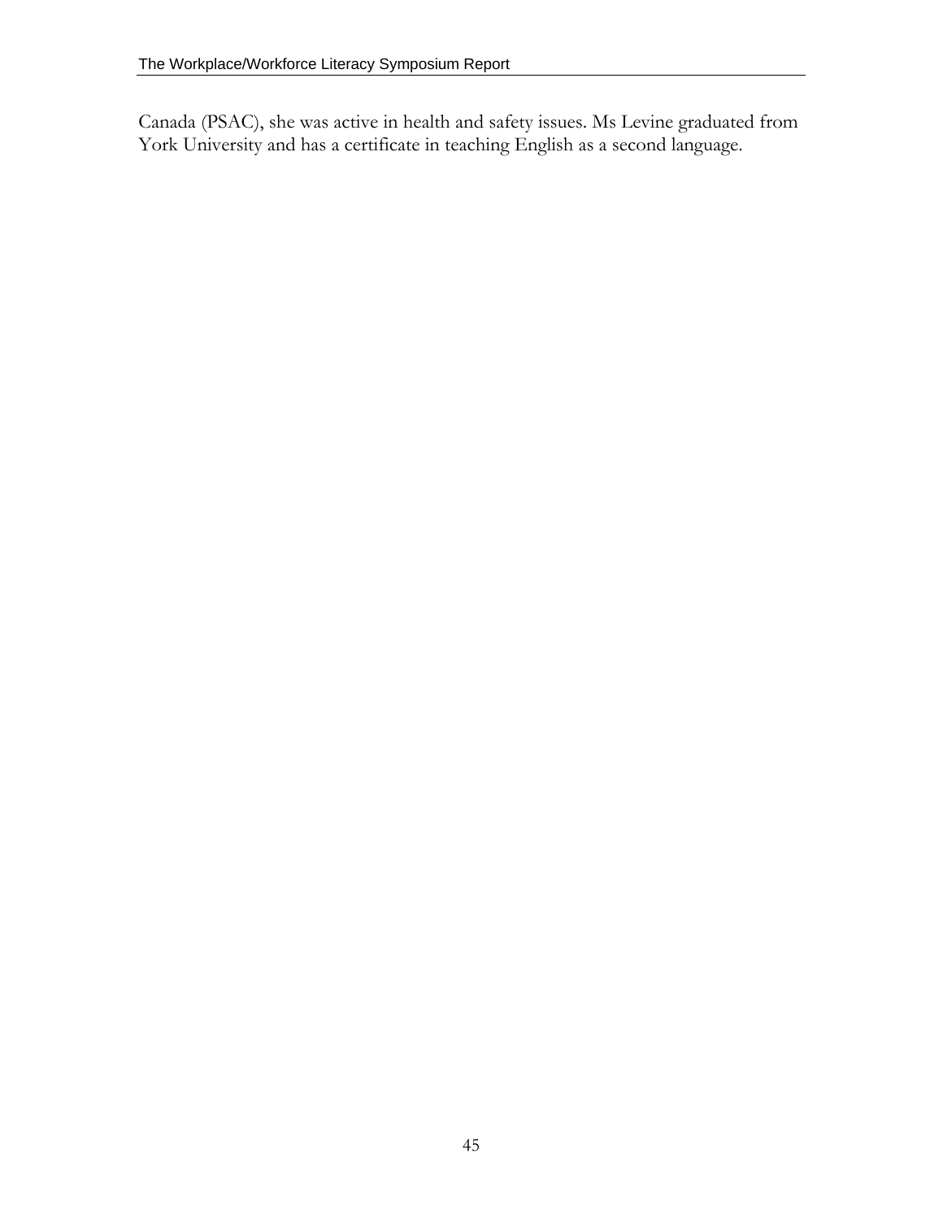Canada (PSAC), she was active in health and safety issues. Ms Levine graduated from York University and has a certificate in teaching English as a second language.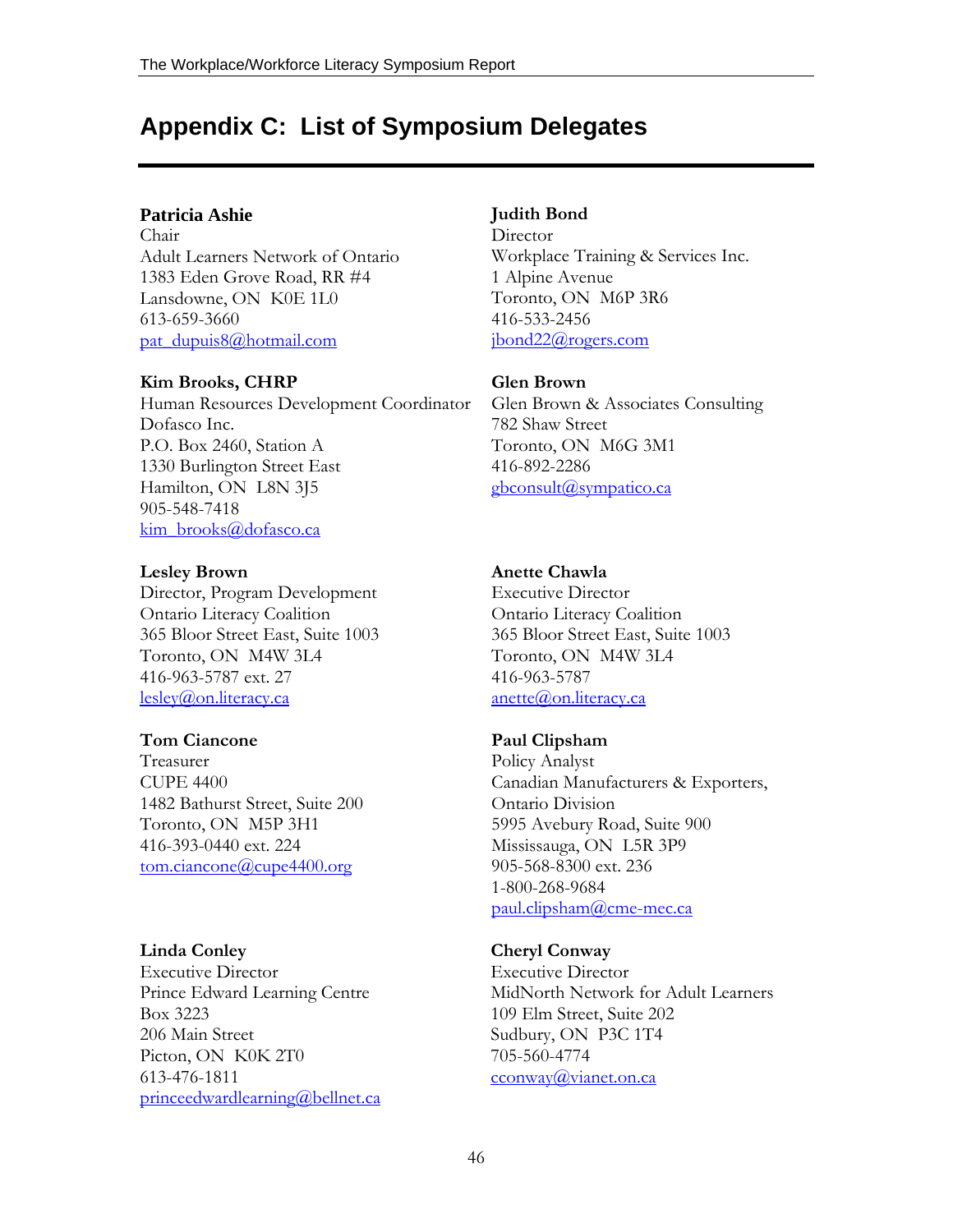# Appendix C: List of Symposium Delegates

**Patricia Ashie**
Chair
Adult Learners Network of Ontario
1383 Eden Grove Road, RR #4
Lansdowne, ON K0E 1L0
613-659-3660
pat_dupuis8@hotmail.com

**Judith Bond**
Director
Workplace Training & Services Inc.
1 Alpine Avenue
Toronto, ON M6P 3R6
416-533-2456
jbond22@rogers.com

**Kim Brooks, CHRP**
Human Resources Development Coordinator
Dofasco Inc.
P.O. Box 2460, Station A
1330 Burlington Street East
Hamilton, ON L8N 3J5
905-548-7418
kim_brooks@dofasco.ca

**Glen Brown**
Glen Brown & Associates Consulting
782 Shaw Street
Toronto, ON M6G 3M1
416-892-2286
gbconsult@sympatico.ca

**Lesley Brown**
Director, Program Development
Ontario Literacy Coalition
365 Bloor Street East, Suite 1003
Toronto, ON M4W 3L4
416-963-5787 ext. 27
lesley@on.literacy.ca

**Anette Chawla**
Executive Director
Ontario Literacy Coalition
365 Bloor Street East, Suite 1003
Toronto, ON M4W 3L4
416-963-5787
anette@on.literacy.ca

**Tom Ciancone**
Treasurer
CUPE 4400
1482 Bathurst Street, Suite 200
Toronto, ON M5P 3H1
416-393-0440 ext. 224
tom.ciancone@cupe4400.org

**Paul Clipsham**
Policy Analyst
Canadian Manufacturers & Exporters,
Ontario Division
5995 Avebury Road, Suite 900
Mississauga, ON L5R 3P9
905-568-8300 ext. 236
1-800-268-9684
paul.clipsham@cme-mec.ca

**Linda Conley**
Executive Director
Prince Edward Learning Centre
Box 3223
206 Main Street
Picton, ON K0K 2T0
613-476-1811
princeedwardlearning@bellnet.ca

**Cheryl Conway**
Executive Director
MidNorth Network for Adult Learners
109 Elm Street, Suite 202
Sudbury, ON P3C 1T4
705-560-4774
cconway@vianet.on.ca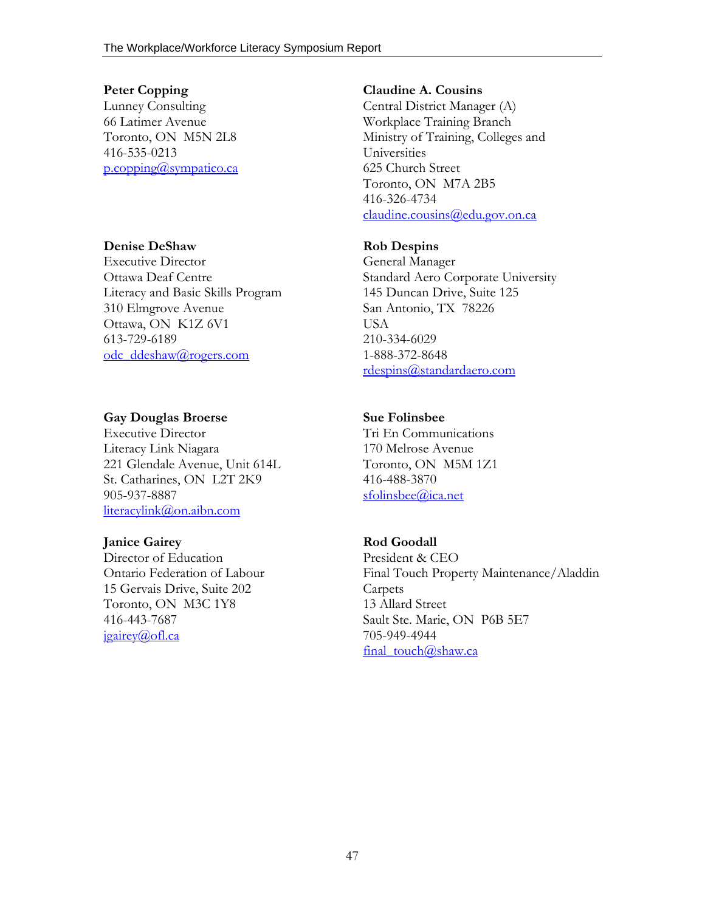**Peter Copping**
Lunney Consulting
66 Latimer Avenue
Toronto, ON M5N 2L8
416-535-0213
p.copping@sympatico.ca

**Claudine A. Cousins**
Central District Manager (A)
Workplace Training Branch
Ministry of Training, Colleges and Universities
625 Church Street
Toronto, ON M7A 2B5
416-326-4734
claudine.cousins@edu.gov.on.ca

**Denise DeShaw**
Executive Director
Ottawa Deaf Centre
Literacy and Basic Skills Program
310 Elmgrove Avenue
Ottawa, ON K1Z 6V1
613-729-6189
odc_ddeshaw@rogers.com

**Rob Despins**
General Manager
Standard Aero Corporate University
145 Duncan Drive, Suite 125
San Antonio, TX 78226
USA
210-334-6029
1-888-372-8648
rdespins@standardaero.com

**Gay Douglas Broerse**
Executive Director
Literacy Link Niagara
221 Glendale Avenue, Unit 614L
St. Catharines, ON L2T 2K9
905-937-8887
literacylink@on.aibn.com

**Sue Folinsbee**
Tri En Communications
170 Melrose Avenue
Toronto, ON M5M 1Z1
416-488-3870
sfolinsbee@ica.net

**Janice Gairey**
Director of Education
Ontario Federation of Labour
15 Gervais Drive, Suite 202
Toronto, ON M3C 1Y8
416-443-7687
jgairey@ofl.ca

**Rod Goodall**
President & CEO
Final Touch Property Maintenance/Aladdin Carpets
13 Allard Street
Sault Ste. Marie, ON P6B 5E7
705-949-4944
final_touch@shaw.ca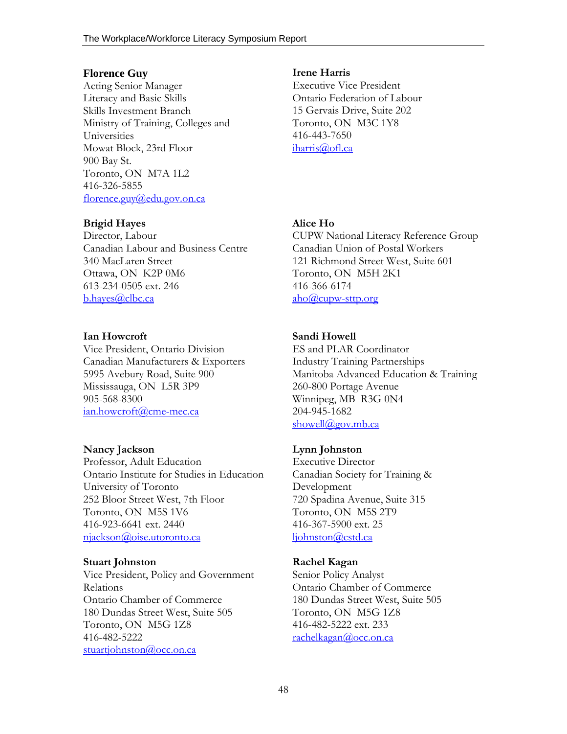**Florence Guy**
Acting Senior Manager
Literacy and Basic Skills
Skills Investment Branch
Ministry of Training, Colleges and Universities
Mowat Block, 23rd Floor
900 Bay St.
Toronto, ON  M7A 1L2
416-326-5855
florence.guy@edu.gov.on.ca

**Irene Harris**
Executive Vice President
Ontario Federation of Labour
15 Gervais Drive, Suite 202
Toronto, ON  M3C 1Y8
416-443-7650
iharris@ofl.ca

**Brigid Hayes**
Director, Labour
Canadian Labour and Business Centre
340 MacLaren Street
Ottawa, ON  K2P 0M6
613-234-0505 ext. 246
b.hayes@clbc.ca

**Alice Ho**
CUPW National Literacy Reference Group
Canadian Union of Postal Workers
121 Richmond Street West, Suite 601
Toronto, ON  M5H 2K1
416-366-6174
aho@cupw-sttp.org

**Ian Howcroft**
Vice President, Ontario Division
Canadian Manufacturers & Exporters
5995 Avebury Road, Suite 900
Mississauga, ON  L5R 3P9
905-568-8300
ian.howcroft@cme-mec.ca

**Sandi Howell**
ES and PLAR Coordinator
Industry Training Partnerships
Manitoba Advanced Education & Training
260-800 Portage Avenue
Winnipeg, MB  R3G 0N4
204-945-1682
showell@gov.mb.ca

**Nancy Jackson**
Professor, Adult Education
Ontario Institute for Studies in Education
University of Toronto
252 Bloor Street West, 7th Floor
Toronto, ON  M5S 1V6
416-923-6641 ext. 2440
njackson@oise.utoronto.ca

**Lynn Johnston**
Executive Director
Canadian Society for Training & Development
720 Spadina Avenue, Suite 315
Toronto, ON  M5S 2T9
416-367-5900 ext. 25
ljohnston@cstd.ca

**Stuart Johnston**
Vice President, Policy and Government Relations
Ontario Chamber of Commerce
180 Dundas Street West, Suite 505
Toronto, ON  M5G 1Z8
416-482-5222
stuartjohnston@occ.on.ca

**Rachel Kagan**
Senior Policy Analyst
Ontario Chamber of Commerce
180 Dundas Street West, Suite 505
Toronto, ON  M5G 1Z8
416-482-5222 ext. 233
rachelkagan@occ.on.ca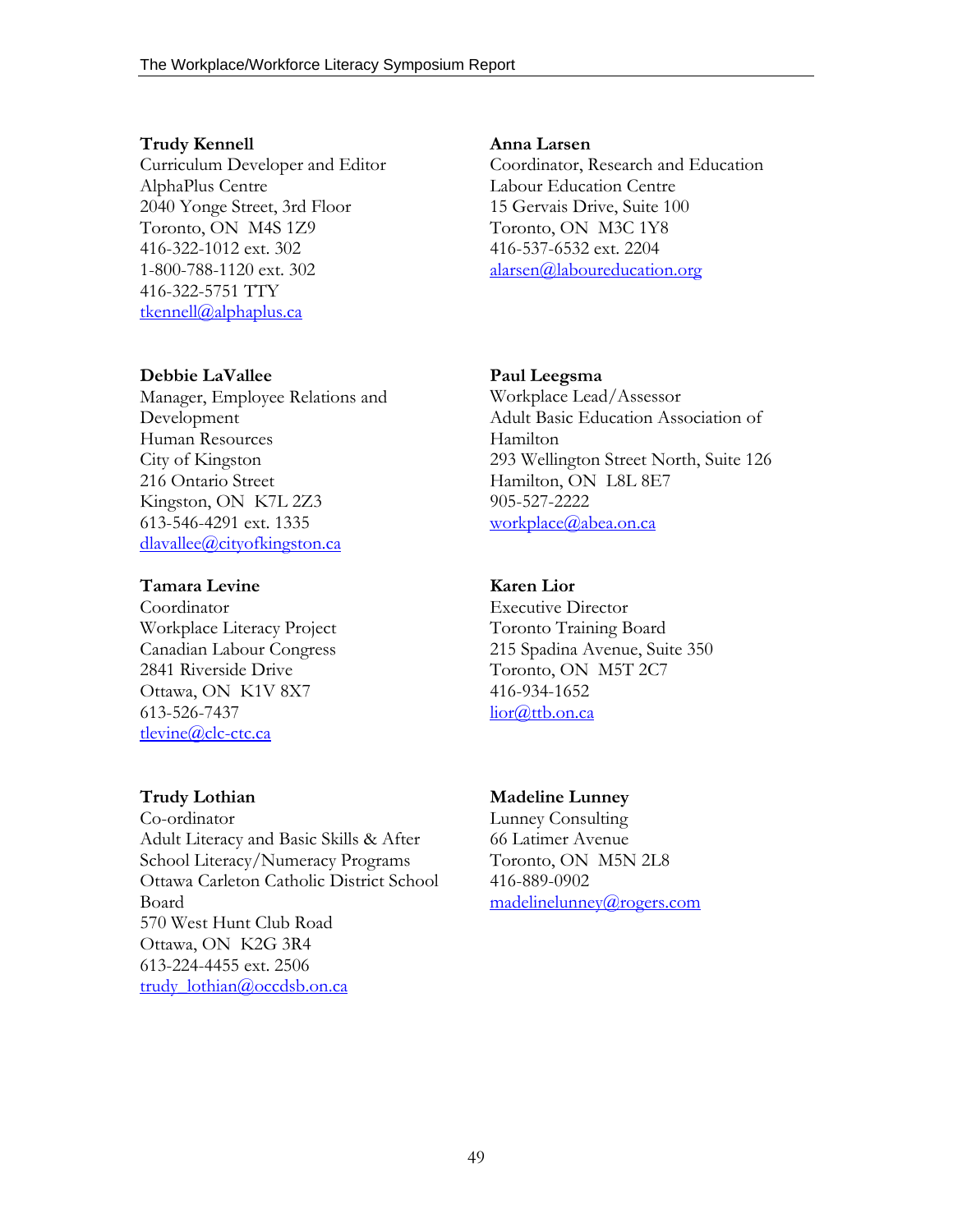**Trudy Kennell**
Curriculum Developer and Editor
AlphaPlus Centre
2040 Yonge Street, 3rd Floor
Toronto, ON  M4S 1Z9
416-322-1012 ext. 302
1-800-788-1120 ext. 302
416-322-5751 TTY
tkennell@alphaplus.ca

**Anna Larsen**
Coordinator, Research and Education
Labour Education Centre
15 Gervais Drive, Suite 100
Toronto, ON  M3C 1Y8
416-537-6532 ext. 2204
alarsen@laboureducation.org

**Debbie LaVallee**
Manager, Employee Relations and Development
Human Resources
City of Kingston
216 Ontario Street
Kingston, ON  K7L 2Z3
613-546-4291 ext. 1335
dlavallee@cityofkingston.ca

**Paul Leegsma**
Workplace Lead/Assessor
Adult Basic Education Association of Hamilton
293 Wellington Street North, Suite 126
Hamilton, ON  L8L 8E7
905-527-2222
workplace@abea.on.ca

**Tamara Levine**
Coordinator
Workplace Literacy Project
Canadian Labour Congress
2841 Riverside Drive
Ottawa, ON  K1V 8X7
613-526-7437
tlevine@clc-ctc.ca

**Karen Lior**
Executive Director
Toronto Training Board
215 Spadina Avenue, Suite 350
Toronto, ON  M5T 2C7
416-934-1652
lior@ttb.on.ca

**Trudy Lothian**
Co-ordinator
Adult Literacy and Basic Skills & After School Literacy/Numeracy Programs
Ottawa Carleton Catholic District School Board
570 West Hunt Club Road
Ottawa, ON  K2G 3R4
613-224-4455 ext. 2506
trudy_lothian@occdsb.on.ca

**Madeline Lunney**
Lunney Consulting
66 Latimer Avenue
Toronto, ON  M5N 2L8
416-889-0902
madelinelunney@rogers.com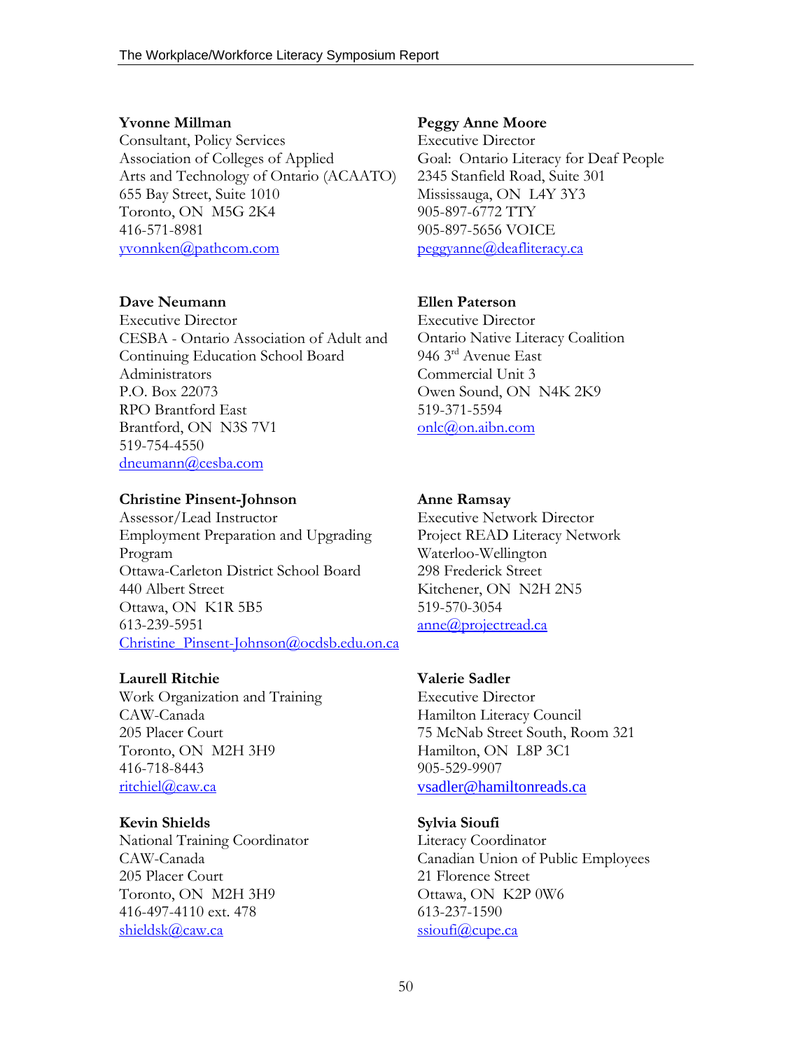**Yvonne Millman**
Consultant, Policy Services
Association of Colleges of Applied Arts and Technology of Ontario (ACAATO)
655 Bay Street, Suite 1010
Toronto, ON M5G 2K4
416-571-8981
yvonnken@pathcom.com

**Peggy Anne Moore**
Executive Director
Goal: Ontario Literacy for Deaf People
2345 Stanfield Road, Suite 301
Mississauga, ON L4Y 3Y3
905-897-6772 TTY
905-897-5656 VOICE
peggyanne@deafliteracy.ca

**Dave Neumann**
Executive Director
CESBA - Ontario Association of Adult and Continuing Education School Board Administrators
P.O. Box 22073
RPO Brantford East
Brantford, ON N3S 7V1
519-754-4550
dneumann@cesba.com

**Ellen Paterson**
Executive Director
Ontario Native Literacy Coalition
946 3rd Avenue East
Commercial Unit 3
Owen Sound, ON N4K 2K9
519-371-5594
onlc@on.aibn.com

**Christine Pinsent-Johnson**
Assessor/Lead Instructor
Employment Preparation and Upgrading Program
Ottawa-Carleton District School Board
440 Albert Street
Ottawa, ON K1R 5B5
613-239-5951
Christine_Pinsent-Johnson@ocdsb.edu.on.ca

**Anne Ramsay**
Executive Network Director
Project READ Literacy Network
Waterloo-Wellington
298 Frederick Street
Kitchener, ON N2H 2N5
519-570-3054
anne@projectread.ca

**Laurell Ritchie**
Work Organization and Training
CAW-Canada
205 Placer Court
Toronto, ON M2H 3H9
416-718-8443
ritchiel@caw.ca

**Valerie Sadler**
Executive Director
Hamilton Literacy Council
75 McNab Street South, Room 321
Hamilton, ON L8P 3C1
905-529-9907
vsadler@hamiltonreads.ca

**Kevin Shields**
National Training Coordinator
CAW-Canada
205 Placer Court
Toronto, ON M2H 3H9
416-497-4110 ext. 478
shieldsk@caw.ca

**Sylvia Sioufi**
Literacy Coordinator
Canadian Union of Public Employees
21 Florence Street
Ottawa, ON K2P 0W6
613-237-1590
ssioufi@cupe.ca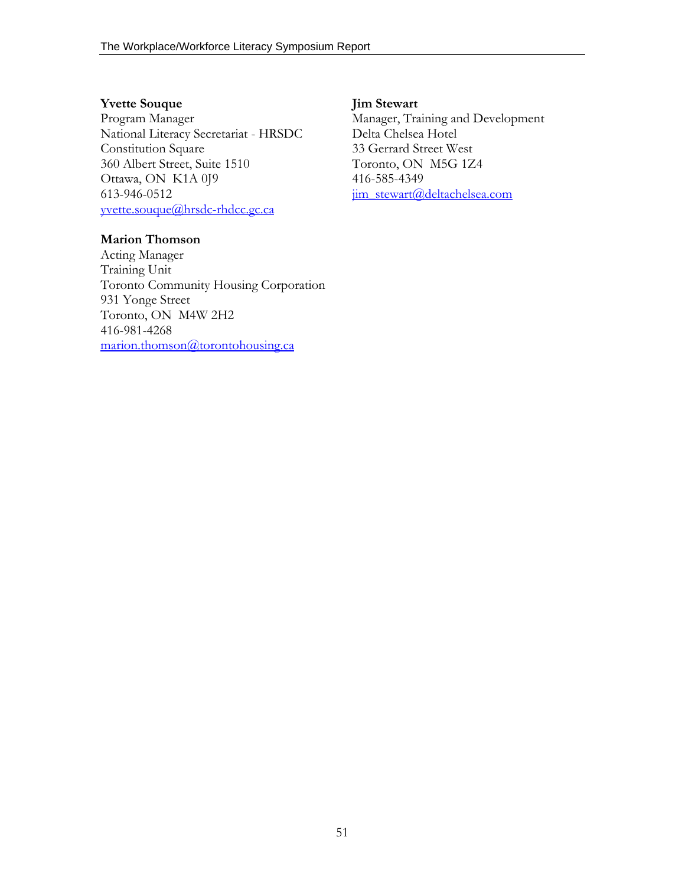**Yvette Souque**
Program Manager
National Literacy Secretariat - HRSDC
Constitution Square
360 Albert Street, Suite 1510
Ottawa, ON K1A 0J9
613-946-0512
yvette.souque@hrsdc-rhdcc.gc.ca

**Marion Thomson**
Acting Manager
Training Unit
Toronto Community Housing Corporation
931 Yonge Street
Toronto, ON M4W 2H2
416-981-4268
marion.thomson@torontohousing.ca

**Jim Stewart**
Manager, Training and Development
Delta Chelsea Hotel
33 Gerrard Street West
Toronto, ON M5G 1Z4
416-585-4349
jim_stewart@deltachelsea.com